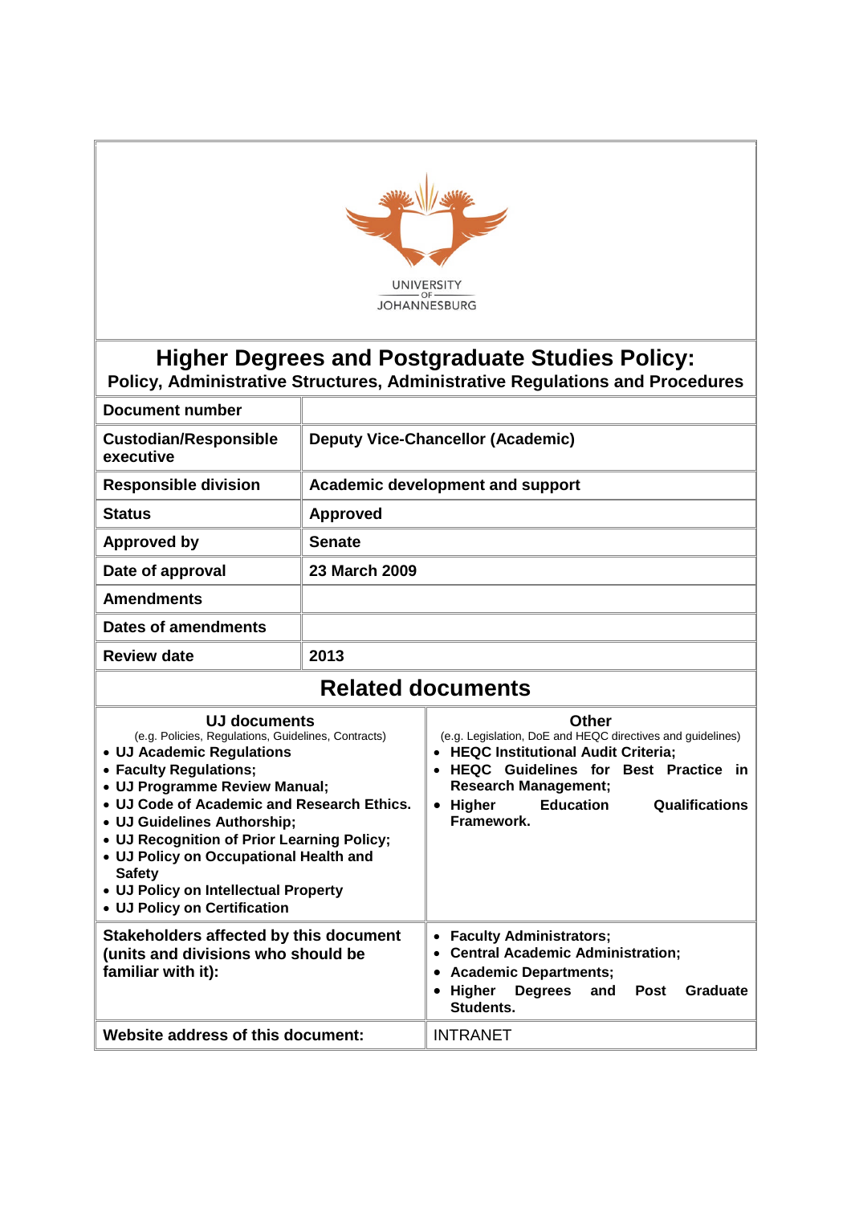UNIVERSITY OF JOHANNESBURG

# Higher Degrees and Postgraduate Studies Policy:

## Policy, Administrative Structures, Administrative Regulations and Procedures

| | |
|---|---|
| **Document number** | |
| **Custodian/Responsible executive** | **Deputy Vice-Chancellor (Academic)** |
| **Responsible division** | **Academic development and support** |
| **Status** | **Approved** |
| **Approved by** | **Senate** |
| **Date of approval** | **23 March 2009** |
| **Amendments** | |
| **Dates of amendments** | |
| **Review date** | **2013** |

## Related documents

| **UJ documents** (e.g. Policies, Regulations, Guidelines, Contracts) | **Other** (e.g. Legislation, DoE and HEQC directives and guidelines) |
|---|---|
| • **UJ Academic Regulations**<br>• **Faculty Regulations;**<br>• **UJ Programme Review Manual;**<br>• **UJ Code of Academic and Research Ethics.**<br>• **UJ Guidelines Authorship;**<br>• **UJ Recognition of Prior Learning Policy;**<br>• **UJ Policy on Occupational Health and Safety**<br>• **UJ Policy on Intellectual Property**<br>• **UJ Policy on Certification** | • **HEQC Institutional Audit Criteria;**<br>• **HEQC Guidelines for Best Practice in Research Management;**<br>• **Higher Education Qualifications Framework.** |
| **Stakeholders affected by this document (units and divisions who should be familiar with it):** | • **Faculty Administrators;**<br>• **Central Academic Administration;**<br>• **Academic Departments;**<br>• **Higher Degrees and Post Graduate Students.** |
| **Website address of this document:** | INTRANET |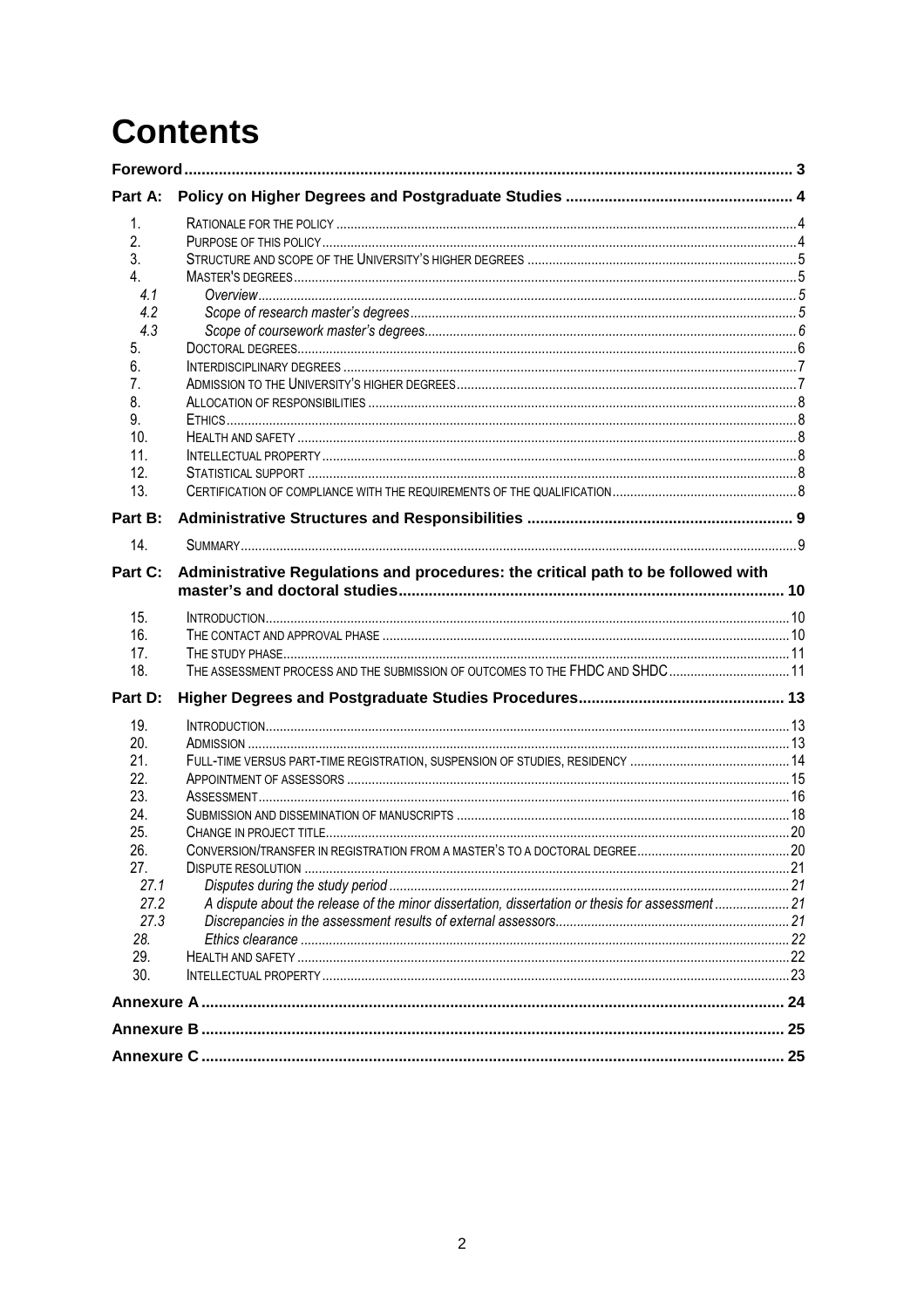# Contents

**Foreword** ..... 3

**Part A: Policy on Higher Degrees and Postgraduate Studies** ..... 4

1. Rationale for the policy ..... 4
2. Purpose of this policy ..... 4
3. Structure and scope of the University's higher degrees ..... 5
4. Master's degrees ..... 5
   - 4.1 *Overview* ..... 5
   - 4.2 *Scope of research master's degrees* ..... 5
   - 4.3 *Scope of coursework master's degrees* ..... 6
5. Doctoral degrees ..... 6
6. Interdisciplinary degrees ..... 7
7. Admission to the University's higher degrees ..... 7
8. Allocation of responsibilities ..... 8
9. Ethics ..... 8
10. Health and safety ..... 8
11. Intellectual property ..... 8
12. Statistical support ..... 8
13. Certification of compliance with the requirements of the qualification ..... 8

**Part B: Administrative Structures and Responsibilities** ..... 9

14. Summary ..... 9

**Part C: Administrative Regulations and procedures: the critical path to be followed with master's and doctoral studies** ..... 10

15. Introduction ..... 10
16. The contact and approval phase ..... 10
17. The study phase ..... 11
18. The assessment process and the submission of outcomes to the FHDC and SHDC ..... 11

**Part D: Higher Degrees and Postgraduate Studies Procedures** ..... 13

19. Introduction ..... 13
20. Admission ..... 13
21. Full-time versus part-time registration, suspension of studies, residency ..... 14
22. Appointment of assessors ..... 15
23. Assessment ..... 16
24. Submission and dissemination of manuscripts ..... 18
25. Change in project title ..... 20
26. Conversion/transfer in registration from a master's to a doctoral degree ..... 20
27. Dispute resolution ..... 21
   - 27.1 *Disputes during the study period* ..... 21
   - 27.2 *A dispute about the release of the minor dissertation, dissertation or thesis for assessment* ..... 21
   - 27.3 *Discrepancies in the assessment results of external assessors* ..... 21
28. *Ethics clearance* ..... 22
29. Health and safety ..... 22
30. Intellectual property ..... 23

**Annexure A** ..... 24

**Annexure B** ..... 25

**Annexure C** ..... 25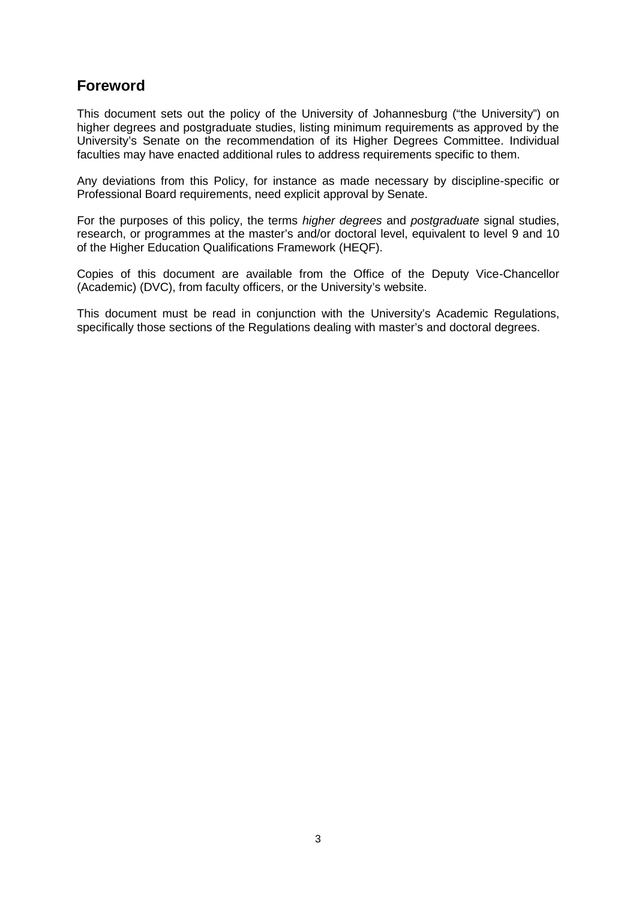## Foreword

This document sets out the policy of the University of Johannesburg ("the University") on higher degrees and postgraduate studies, listing minimum requirements as approved by the University's Senate on the recommendation of its Higher Degrees Committee. Individual faculties may have enacted additional rules to address requirements specific to them.

Any deviations from this Policy, for instance as made necessary by discipline-specific or Professional Board requirements, need explicit approval by Senate.

For the purposes of this policy, the terms *higher degrees* and *postgraduate* signal studies, research, or programmes at the master's and/or doctoral level, equivalent to level 9 and 10 of the Higher Education Qualifications Framework (HEQF).

Copies of this document are available from the Office of the Deputy Vice-Chancellor (Academic) (DVC), from faculty officers, or the University's website.

This document must be read in conjunction with the University's Academic Regulations, specifically those sections of the Regulations dealing with master's and doctoral degrees.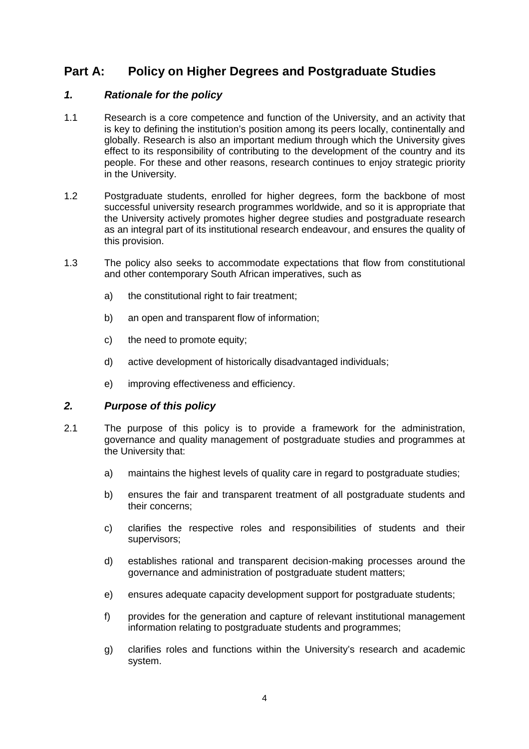# Part A: Policy on Higher Degrees and Postgraduate Studies

## *1. Rationale for the policy*

1.1 Research is a core competence and function of the University, and an activity that is key to defining the institution's position among its peers locally, continentally and globally. Research is also an important medium through which the University gives effect to its responsibility of contributing to the development of the country and its people. For these and other reasons, research continues to enjoy strategic priority in the University.

1.2 Postgraduate students, enrolled for higher degrees, form the backbone of most successful university research programmes worldwide, and so it is appropriate that the University actively promotes higher degree studies and postgraduate research as an integral part of its institutional research endeavour, and ensures the quality of this provision.

1.3 The policy also seeks to accommodate expectations that flow from constitutional and other contemporary South African imperatives, such as

- a) the constitutional right to fair treatment;
- b) an open and transparent flow of information;
- c) the need to promote equity;
- d) active development of historically disadvantaged individuals;
- e) improving effectiveness and efficiency.

## *2. Purpose of this policy*

2.1 The purpose of this policy is to provide a framework for the administration, governance and quality management of postgraduate studies and programmes at the University that:

- a) maintains the highest levels of quality care in regard to postgraduate studies;
- b) ensures the fair and transparent treatment of all postgraduate students and their concerns;
- c) clarifies the respective roles and responsibilities of students and their supervisors;
- d) establishes rational and transparent decision-making processes around the governance and administration of postgraduate student matters;
- e) ensures adequate capacity development support for postgraduate students;
- f) provides for the generation and capture of relevant institutional management information relating to postgraduate students and programmes;
- g) clarifies roles and functions within the University's research and academic system.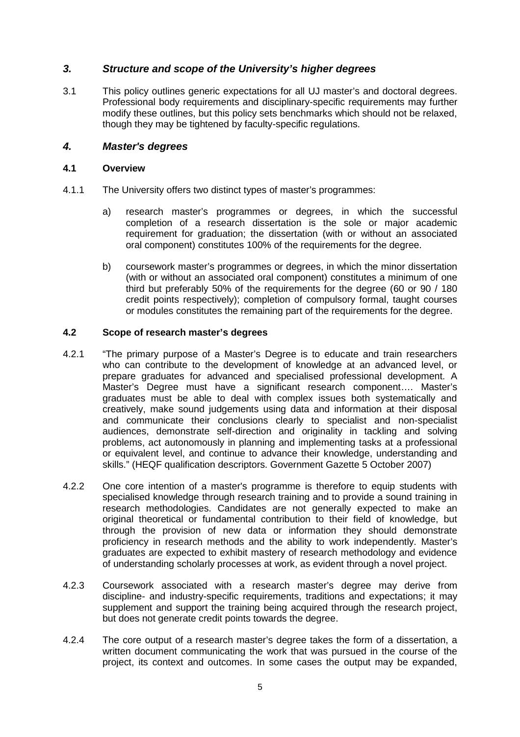## *3. Structure and scope of the University's higher degrees*

3.1 This policy outlines generic expectations for all UJ master's and doctoral degrees. Professional body requirements and disciplinary-specific requirements may further modify these outlines, but this policy sets benchmarks which should not be relaxed, though they may be tightened by faculty-specific regulations.

## *4. Master's degrees*

### 4.1 Overview

4.1.1 The University offers two distinct types of master's programmes:

a) research master's programmes or degrees, in which the successful completion of a research dissertation is the sole or major academic requirement for graduation; the dissertation (with or without an associated oral component) constitutes 100% of the requirements for the degree.

b) coursework master's programmes or degrees, in which the minor dissertation (with or without an associated oral component) constitutes a minimum of one third but preferably 50% of the requirements for the degree (60 or 90 / 180 credit points respectively); completion of compulsory formal, taught courses or modules constitutes the remaining part of the requirements for the degree.

### 4.2 Scope of research master's degrees

4.2.1 "The primary purpose of a Master's Degree is to educate and train researchers who can contribute to the development of knowledge at an advanced level, or prepare graduates for advanced and specialised professional development. A Master's Degree must have a significant research component…. Master's graduates must be able to deal with complex issues both systematically and creatively, make sound judgements using data and information at their disposal and communicate their conclusions clearly to specialist and non-specialist audiences, demonstrate self-direction and originality in tackling and solving problems, act autonomously in planning and implementing tasks at a professional or equivalent level, and continue to advance their knowledge, understanding and skills." (HEQF qualification descriptors. Government Gazette 5 October 2007)

4.2.2 One core intention of a master's programme is therefore to equip students with specialised knowledge through research training and to provide a sound training in research methodologies. Candidates are not generally expected to make an original theoretical or fundamental contribution to their field of knowledge, but through the provision of new data or information they should demonstrate proficiency in research methods and the ability to work independently. Master's graduates are expected to exhibit mastery of research methodology and evidence of understanding scholarly processes at work, as evident through a novel project.

4.2.3 Coursework associated with a research master's degree may derive from discipline- and industry-specific requirements, traditions and expectations; it may supplement and support the training being acquired through the research project, but does not generate credit points towards the degree.

4.2.4 The core output of a research master's degree takes the form of a dissertation, a written document communicating the work that was pursued in the course of the project, its context and outcomes. In some cases the output may be expanded,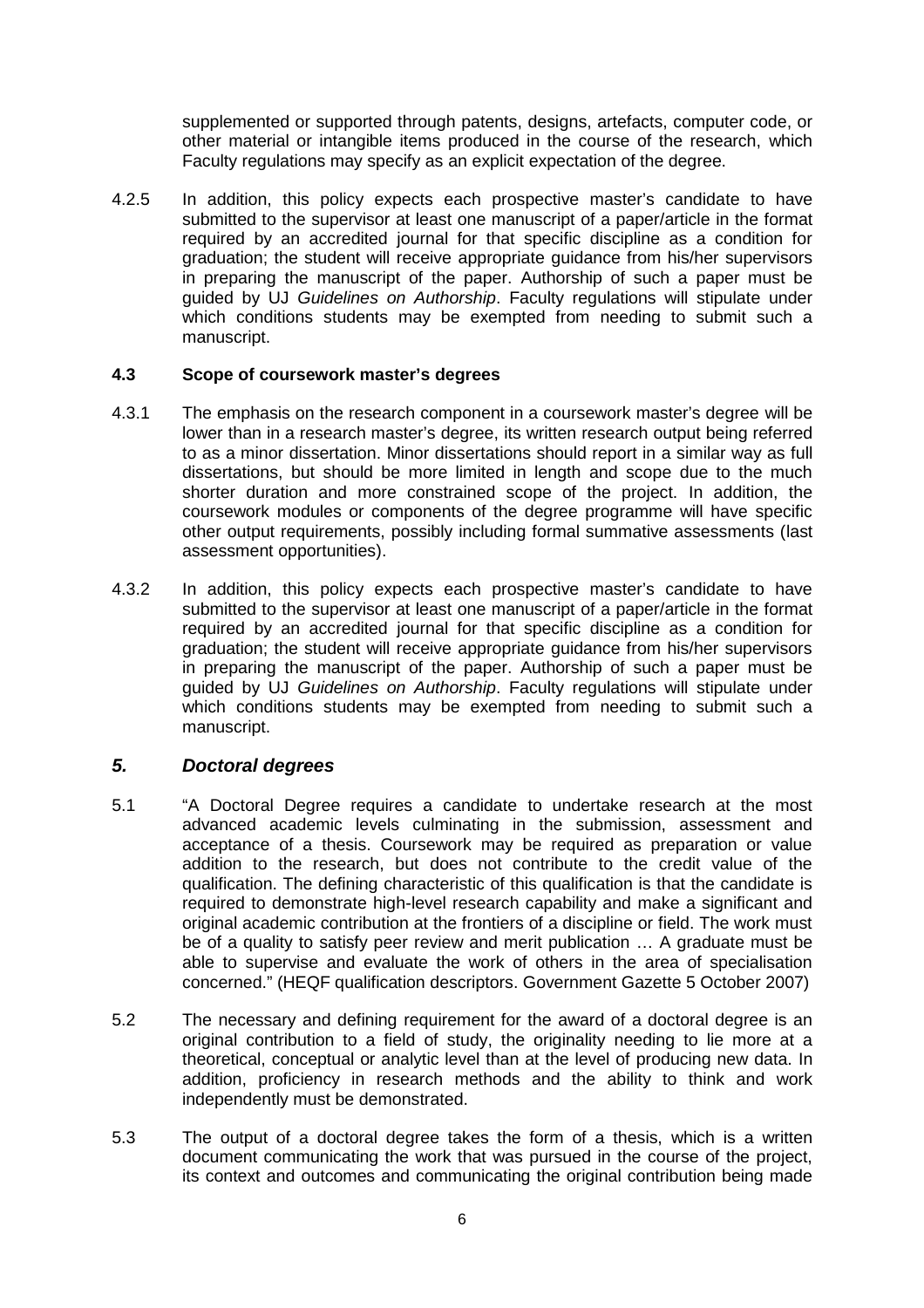supplemented or supported through patents, designs, artefacts, computer code, or other material or intangible items produced in the course of the research, which Faculty regulations may specify as an explicit expectation of the degree.

4.2.5 In addition, this policy expects each prospective master's candidate to have submitted to the supervisor at least one manuscript of a paper/article in the format required by an accredited journal for that specific discipline as a condition for graduation; the student will receive appropriate guidance from his/her supervisors in preparing the manuscript of the paper. Authorship of such a paper must be guided by UJ *Guidelines on Authorship*. Faculty regulations will stipulate under which conditions students may be exempted from needing to submit such a manuscript.

### 4.3 Scope of coursework master's degrees

4.3.1 The emphasis on the research component in a coursework master's degree will be lower than in a research master's degree, its written research output being referred to as a minor dissertation. Minor dissertations should report in a similar way as full dissertations, but should be more limited in length and scope due to the much shorter duration and more constrained scope of the project. In addition, the coursework modules or components of the degree programme will have specific other output requirements, possibly including formal summative assessments (last assessment opportunities).

4.3.2 In addition, this policy expects each prospective master's candidate to have submitted to the supervisor at least one manuscript of a paper/article in the format required by an accredited journal for that specific discipline as a condition for graduation; the student will receive appropriate guidance from his/her supervisors in preparing the manuscript of the paper. Authorship of such a paper must be guided by UJ *Guidelines on Authorship*. Faculty regulations will stipulate under which conditions students may be exempted from needing to submit such a manuscript.

## *5. Doctoral degrees*

5.1 "A Doctoral Degree requires a candidate to undertake research at the most advanced academic levels culminating in the submission, assessment and acceptance of a thesis. Coursework may be required as preparation or value addition to the research, but does not contribute to the credit value of the qualification. The defining characteristic of this qualification is that the candidate is required to demonstrate high-level research capability and make a significant and original academic contribution at the frontiers of a discipline or field. The work must be of a quality to satisfy peer review and merit publication … A graduate must be able to supervise and evaluate the work of others in the area of specialisation concerned." (HEQF qualification descriptors. Government Gazette 5 October 2007)

5.2 The necessary and defining requirement for the award of a doctoral degree is an original contribution to a field of study, the originality needing to lie more at a theoretical, conceptual or analytic level than at the level of producing new data. In addition, proficiency in research methods and the ability to think and work independently must be demonstrated.

5.3 The output of a doctoral degree takes the form of a thesis, which is a written document communicating the work that was pursued in the course of the project, its context and outcomes and communicating the original contribution being made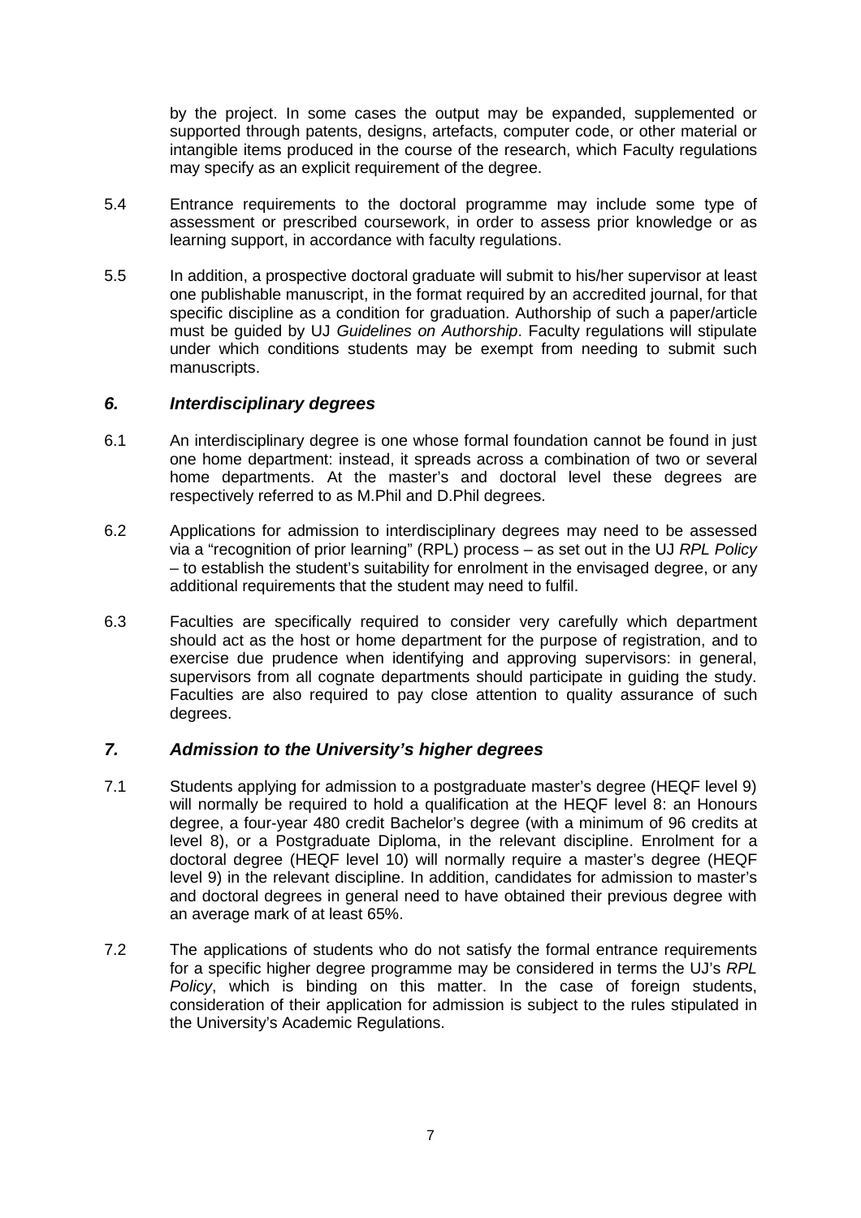by the project. In some cases the output may be expanded, supplemented or supported through patents, designs, artefacts, computer code, or other material or intangible items produced in the course of the research, which Faculty regulations may specify as an explicit requirement of the degree.

5.4 Entrance requirements to the doctoral programme may include some type of assessment or prescribed coursework, in order to assess prior knowledge or as learning support, in accordance with faculty regulations.

5.5 In addition, a prospective doctoral graduate will submit to his/her supervisor at least one publishable manuscript, in the format required by an accredited journal, for that specific discipline as a condition for graduation. Authorship of such a paper/article must be guided by UJ *Guidelines on Authorship*. Faculty regulations will stipulate under which conditions students may be exempt from needing to submit such manuscripts.

## *6. Interdisciplinary degrees*

6.1 An interdisciplinary degree is one whose formal foundation cannot be found in just one home department: instead, it spreads across a combination of two or several home departments. At the master's and doctoral level these degrees are respectively referred to as M.Phil and D.Phil degrees.

6.2 Applications for admission to interdisciplinary degrees may need to be assessed via a "recognition of prior learning" (RPL) process – as set out in the UJ *RPL Policy* – to establish the student's suitability for enrolment in the envisaged degree, or any additional requirements that the student may need to fulfil.

6.3 Faculties are specifically required to consider very carefully which department should act as the host or home department for the purpose of registration, and to exercise due prudence when identifying and approving supervisors: in general, supervisors from all cognate departments should participate in guiding the study. Faculties are also required to pay close attention to quality assurance of such degrees.

## *7. Admission to the University's higher degrees*

7.1 Students applying for admission to a postgraduate master's degree (HEQF level 9) will normally be required to hold a qualification at the HEQF level 8: an Honours degree, a four-year 480 credit Bachelor's degree (with a minimum of 96 credits at level 8), or a Postgraduate Diploma, in the relevant discipline. Enrolment for a doctoral degree (HEQF level 10) will normally require a master's degree (HEQF level 9) in the relevant discipline. In addition, candidates for admission to master's and doctoral degrees in general need to have obtained their previous degree with an average mark of at least 65%.

7.2 The applications of students who do not satisfy the formal entrance requirements for a specific higher degree programme may be considered in terms the UJ's *RPL Policy*, which is binding on this matter. In the case of foreign students, consideration of their application for admission is subject to the rules stipulated in the University's Academic Regulations.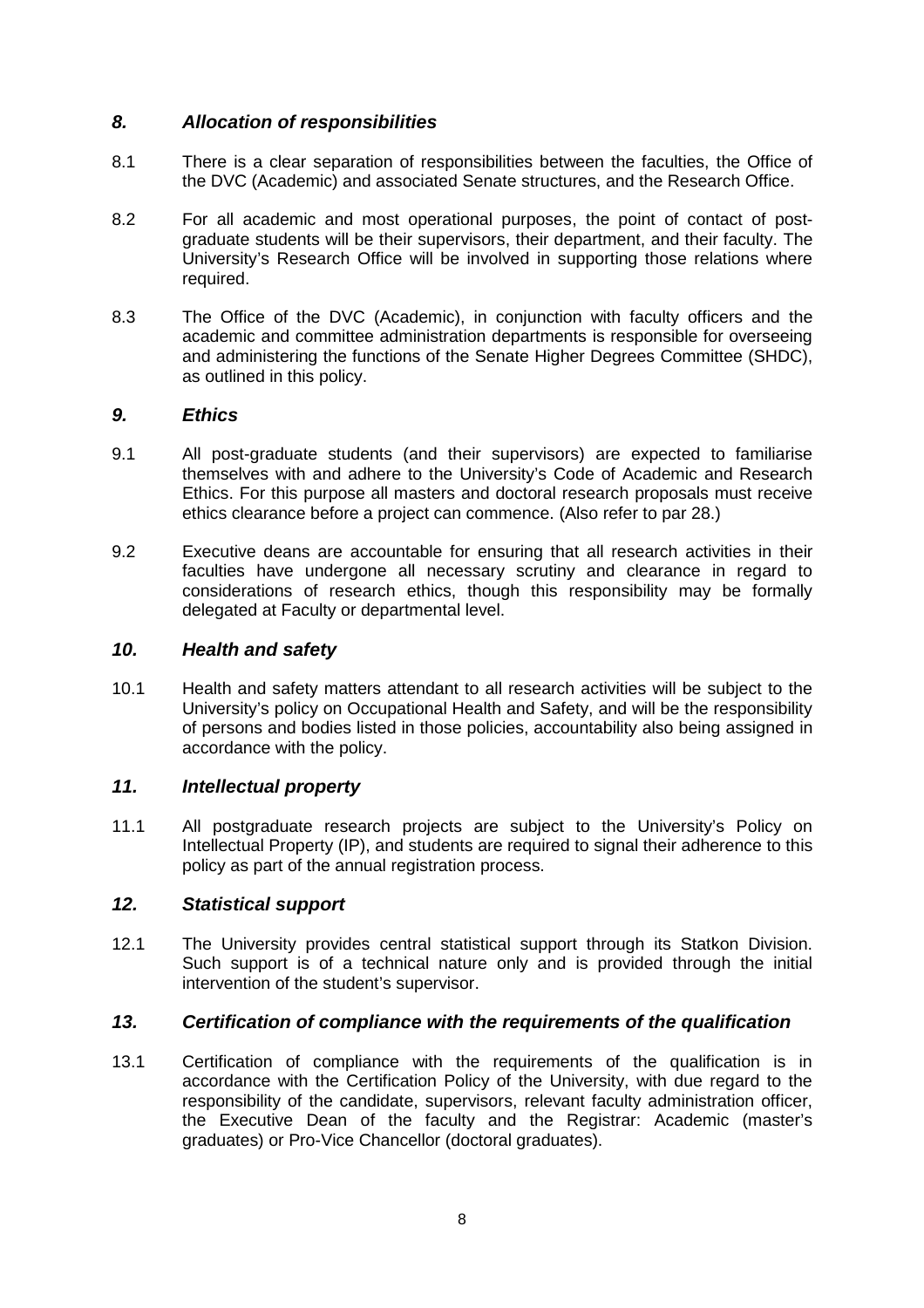## *8. Allocation of responsibilities*

8.1 There is a clear separation of responsibilities between the faculties, the Office of the DVC (Academic) and associated Senate structures, and the Research Office.

8.2 For all academic and most operational purposes, the point of contact of post-graduate students will be their supervisors, their department, and their faculty. The University's Research Office will be involved in supporting those relations where required.

8.3 The Office of the DVC (Academic), in conjunction with faculty officers and the academic and committee administration departments is responsible for overseeing and administering the functions of the Senate Higher Degrees Committee (SHDC), as outlined in this policy.

## *9. Ethics*

9.1 All post-graduate students (and their supervisors) are expected to familiarise themselves with and adhere to the University's Code of Academic and Research Ethics. For this purpose all masters and doctoral research proposals must receive ethics clearance before a project can commence. (Also refer to par 28.)

9.2 Executive deans are accountable for ensuring that all research activities in their faculties have undergone all necessary scrutiny and clearance in regard to considerations of research ethics, though this responsibility may be formally delegated at Faculty or departmental level.

## *10. Health and safety*

10.1 Health and safety matters attendant to all research activities will be subject to the University's policy on Occupational Health and Safety, and will be the responsibility of persons and bodies listed in those policies, accountability also being assigned in accordance with the policy.

## *11. Intellectual property*

11.1 All postgraduate research projects are subject to the University's Policy on Intellectual Property (IP), and students are required to signal their adherence to this policy as part of the annual registration process.

## *12. Statistical support*

12.1 The University provides central statistical support through its Statkon Division. Such support is of a technical nature only and is provided through the initial intervention of the student's supervisor.

## *13. Certification of compliance with the requirements of the qualification*

13.1 Certification of compliance with the requirements of the qualification is in accordance with the Certification Policy of the University, with due regard to the responsibility of the candidate, supervisors, relevant faculty administration officer, the Executive Dean of the faculty and the Registrar: Academic (master's graduates) or Pro-Vice Chancellor (doctoral graduates).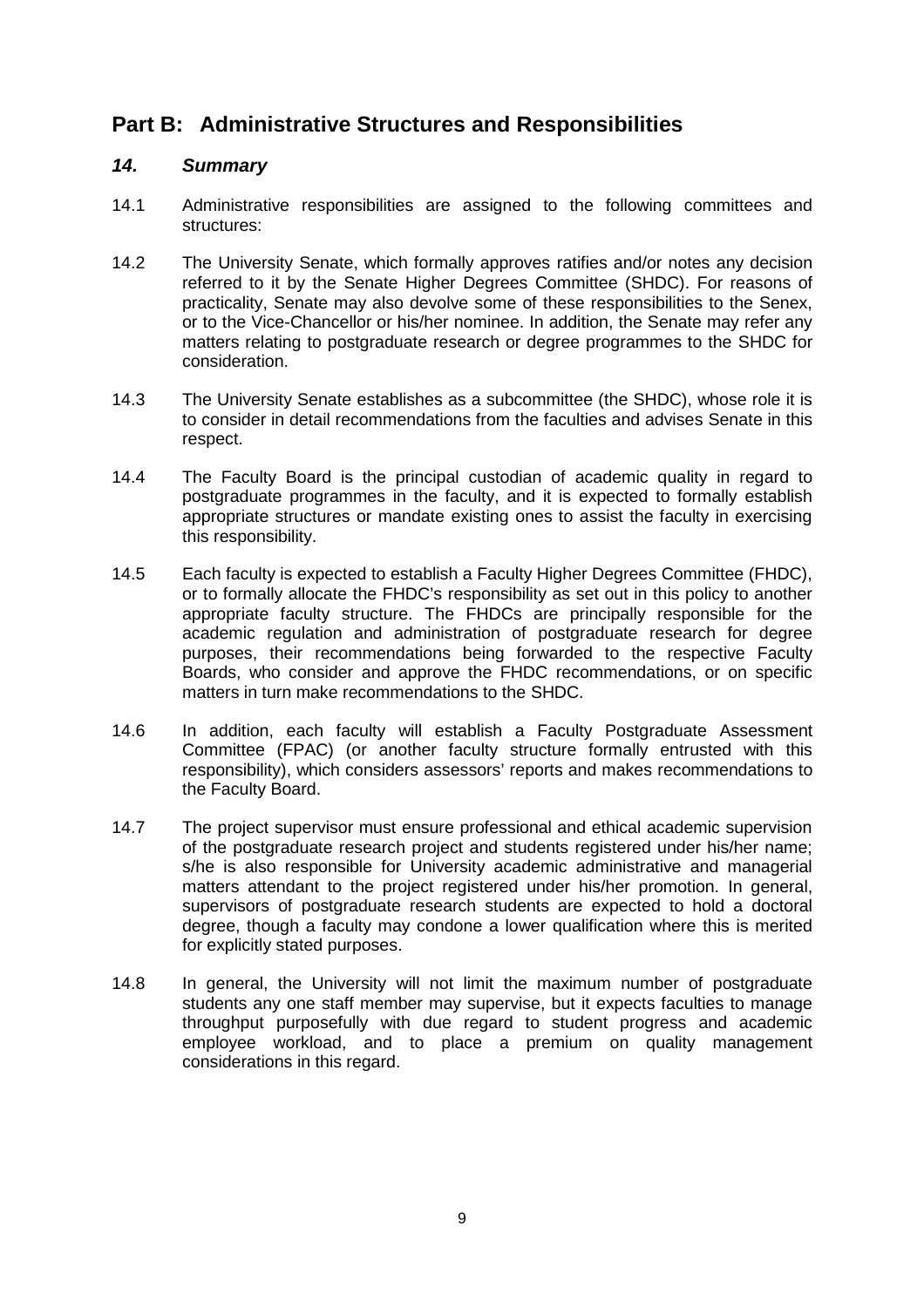## Part B: Administrative Structures and Responsibilities

### *14. Summary*

14.1 Administrative responsibilities are assigned to the following committees and structures:

14.2 The University Senate, which formally approves ratifies and/or notes any decision referred to it by the Senate Higher Degrees Committee (SHDC). For reasons of practicality, Senate may also devolve some of these responsibilities to the Senex, or to the Vice-Chancellor or his/her nominee. In addition, the Senate may refer any matters relating to postgraduate research or degree programmes to the SHDC for consideration.

14.3 The University Senate establishes as a subcommittee (the SHDC), whose role it is to consider in detail recommendations from the faculties and advises Senate in this respect.

14.4 The Faculty Board is the principal custodian of academic quality in regard to postgraduate programmes in the faculty, and it is expected to formally establish appropriate structures or mandate existing ones to assist the faculty in exercising this responsibility.

14.5 Each faculty is expected to establish a Faculty Higher Degrees Committee (FHDC), or to formally allocate the FHDC's responsibility as set out in this policy to another appropriate faculty structure. The FHDCs are principally responsible for the academic regulation and administration of postgraduate research for degree purposes, their recommendations being forwarded to the respective Faculty Boards, who consider and approve the FHDC recommendations, or on specific matters in turn make recommendations to the SHDC.

14.6 In addition, each faculty will establish a Faculty Postgraduate Assessment Committee (FPAC) (or another faculty structure formally entrusted with this responsibility), which considers assessors' reports and makes recommendations to the Faculty Board.

14.7 The project supervisor must ensure professional and ethical academic supervision of the postgraduate research project and students registered under his/her name; s/he is also responsible for University academic administrative and managerial matters attendant to the project registered under his/her promotion. In general, supervisors of postgraduate research students are expected to hold a doctoral degree, though a faculty may condone a lower qualification where this is merited for explicitly stated purposes.

14.8 In general, the University will not limit the maximum number of postgraduate students any one staff member may supervise, but it expects faculties to manage throughput purposefully with due regard to student progress and academic employee workload, and to place a premium on quality management considerations in this regard.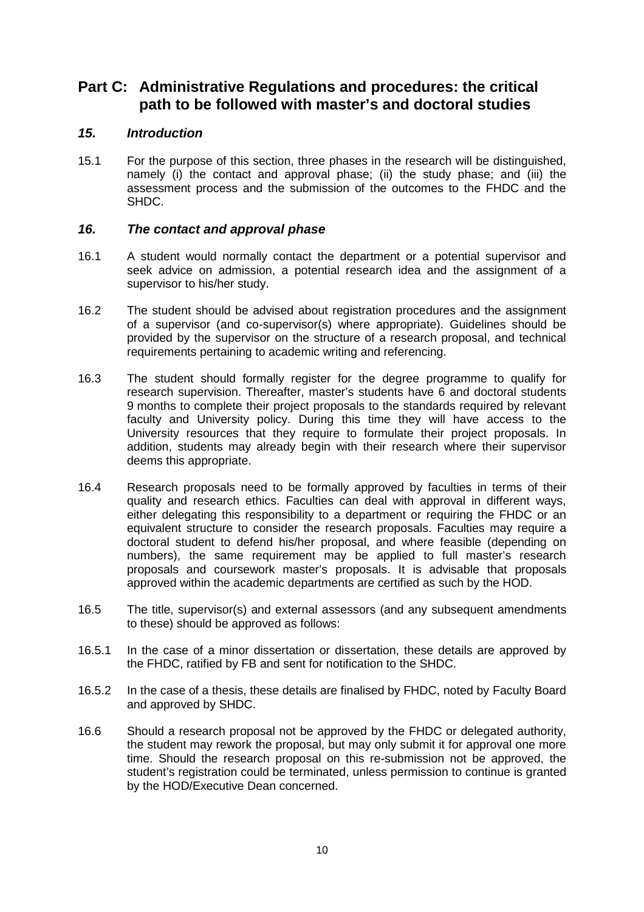## Part C: Administrative Regulations and procedures: the critical path to be followed with master's and doctoral studies

### *15. Introduction*

15.1 For the purpose of this section, three phases in the research will be distinguished, namely (i) the contact and approval phase; (ii) the study phase; and (iii) the assessment process and the submission of the outcomes to the FHDC and the SHDC.

### *16. The contact and approval phase*

16.1 A student would normally contact the department or a potential supervisor and seek advice on admission, a potential research idea and the assignment of a supervisor to his/her study.

16.2 The student should be advised about registration procedures and the assignment of a supervisor (and co-supervisor(s) where appropriate). Guidelines should be provided by the supervisor on the structure of a research proposal, and technical requirements pertaining to academic writing and referencing.

16.3 The student should formally register for the degree programme to qualify for research supervision. Thereafter, master's students have 6 and doctoral students 9 months to complete their project proposals to the standards required by relevant faculty and University policy. During this time they will have access to the University resources that they require to formulate their project proposals. In addition, students may already begin with their research where their supervisor deems this appropriate.

16.4 Research proposals need to be formally approved by faculties in terms of their quality and research ethics. Faculties can deal with approval in different ways, either delegating this responsibility to a department or requiring the FHDC or an equivalent structure to consider the research proposals. Faculties may require a doctoral student to defend his/her proposal, and where feasible (depending on numbers), the same requirement may be applied to full master's research proposals and coursework master's proposals. It is advisable that proposals approved within the academic departments are certified as such by the HOD.

16.5 The title, supervisor(s) and external assessors (and any subsequent amendments to these) should be approved as follows:

16.5.1 In the case of a minor dissertation or dissertation, these details are approved by the FHDC, ratified by FB and sent for notification to the SHDC.

16.5.2 In the case of a thesis, these details are finalised by FHDC, noted by Faculty Board and approved by SHDC.

16.6 Should a research proposal not be approved by the FHDC or delegated authority, the student may rework the proposal, but may only submit it for approval one more time. Should the research proposal on this re-submission not be approved, the student's registration could be terminated, unless permission to continue is granted by the HOD/Executive Dean concerned.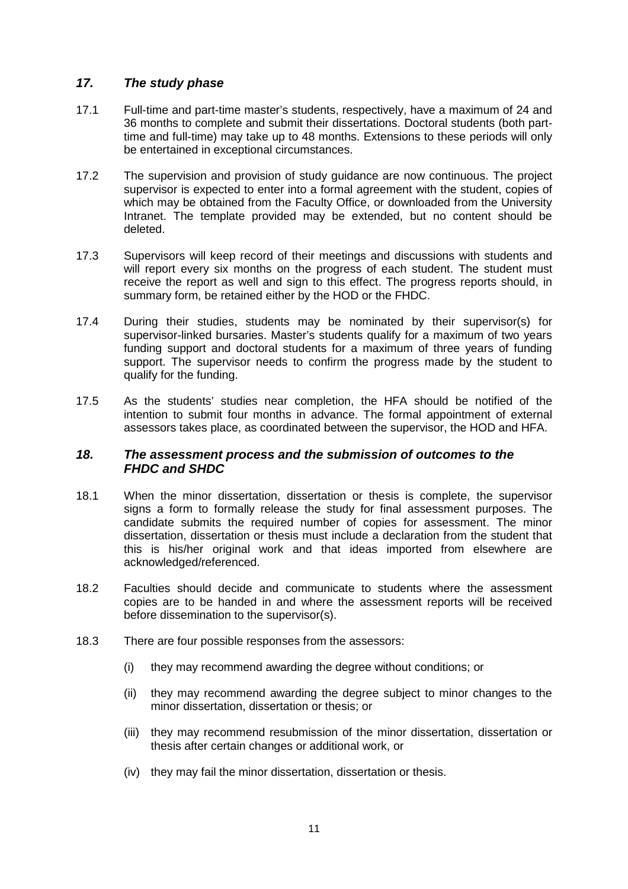### *17. The study phase*

17.1 Full-time and part-time master's students, respectively, have a maximum of 24 and 36 months to complete and submit their dissertations. Doctoral students (both part-time and full-time) may take up to 48 months. Extensions to these periods will only be entertained in exceptional circumstances.

17.2 The supervision and provision of study guidance are now continuous. The project supervisor is expected to enter into a formal agreement with the student, copies of which may be obtained from the Faculty Office, or downloaded from the University Intranet. The template provided may be extended, but no content should be deleted.

17.3 Supervisors will keep record of their meetings and discussions with students and will report every six months on the progress of each student. The student must receive the report as well and sign to this effect. The progress reports should, in summary form, be retained either by the HOD or the FHDC.

17.4 During their studies, students may be nominated by their supervisor(s) for supervisor-linked bursaries. Master's students qualify for a maximum of two years funding support and doctoral students for a maximum of three years of funding support. The supervisor needs to confirm the progress made by the student to qualify for the funding.

17.5 As the students' studies near completion, the HFA should be notified of the intention to submit four months in advance. The formal appointment of external assessors takes place, as coordinated between the supervisor, the HOD and HFA.

### *18. The assessment process and the submission of outcomes to the FHDC and SHDC*

18.1 When the minor dissertation, dissertation or thesis is complete, the supervisor signs a form to formally release the study for final assessment purposes. The candidate submits the required number of copies for assessment. The minor dissertation, dissertation or thesis must include a declaration from the student that this is his/her original work and that ideas imported from elsewhere are acknowledged/referenced.

18.2 Faculties should decide and communicate to students where the assessment copies are to be handed in and where the assessment reports will be received before dissemination to the supervisor(s).

18.3 There are four possible responses from the assessors:

(i) they may recommend awarding the degree without conditions; or

(ii) they may recommend awarding the degree subject to minor changes to the minor dissertation, dissertation or thesis; or

(iii) they may recommend resubmission of the minor dissertation, dissertation or thesis after certain changes or additional work, or

(iv) they may fail the minor dissertation, dissertation or thesis.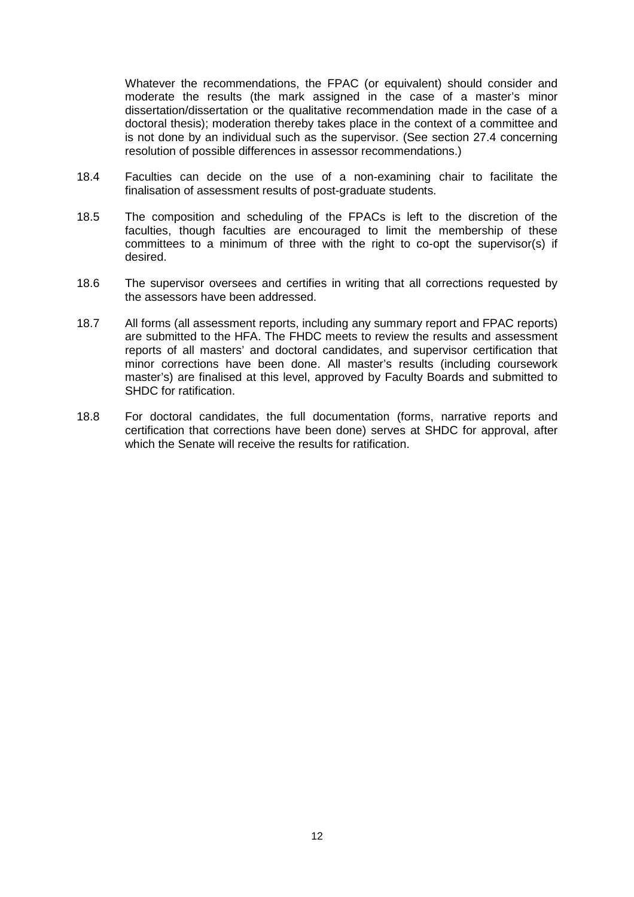Whatever the recommendations, the FPAC (or equivalent) should consider and moderate the results (the mark assigned in the case of a master's minor dissertation/dissertation or the qualitative recommendation made in the case of a doctoral thesis); moderation thereby takes place in the context of a committee and is not done by an individual such as the supervisor. (See section 27.4 concerning resolution of possible differences in assessor recommendations.)

18.4 Faculties can decide on the use of a non-examining chair to facilitate the finalisation of assessment results of post-graduate students.

18.5 The composition and scheduling of the FPACs is left to the discretion of the faculties, though faculties are encouraged to limit the membership of these committees to a minimum of three with the right to co-opt the supervisor(s) if desired.

18.6 The supervisor oversees and certifies in writing that all corrections requested by the assessors have been addressed.

18.7 All forms (all assessment reports, including any summary report and FPAC reports) are submitted to the HFA. The FHDC meets to review the results and assessment reports of all masters' and doctoral candidates, and supervisor certification that minor corrections have been done. All master's results (including coursework master's) are finalised at this level, approved by Faculty Boards and submitted to SHDC for ratification.

18.8 For doctoral candidates, the full documentation (forms, narrative reports and certification that corrections have been done) serves at SHDC for approval, after which the Senate will receive the results for ratification.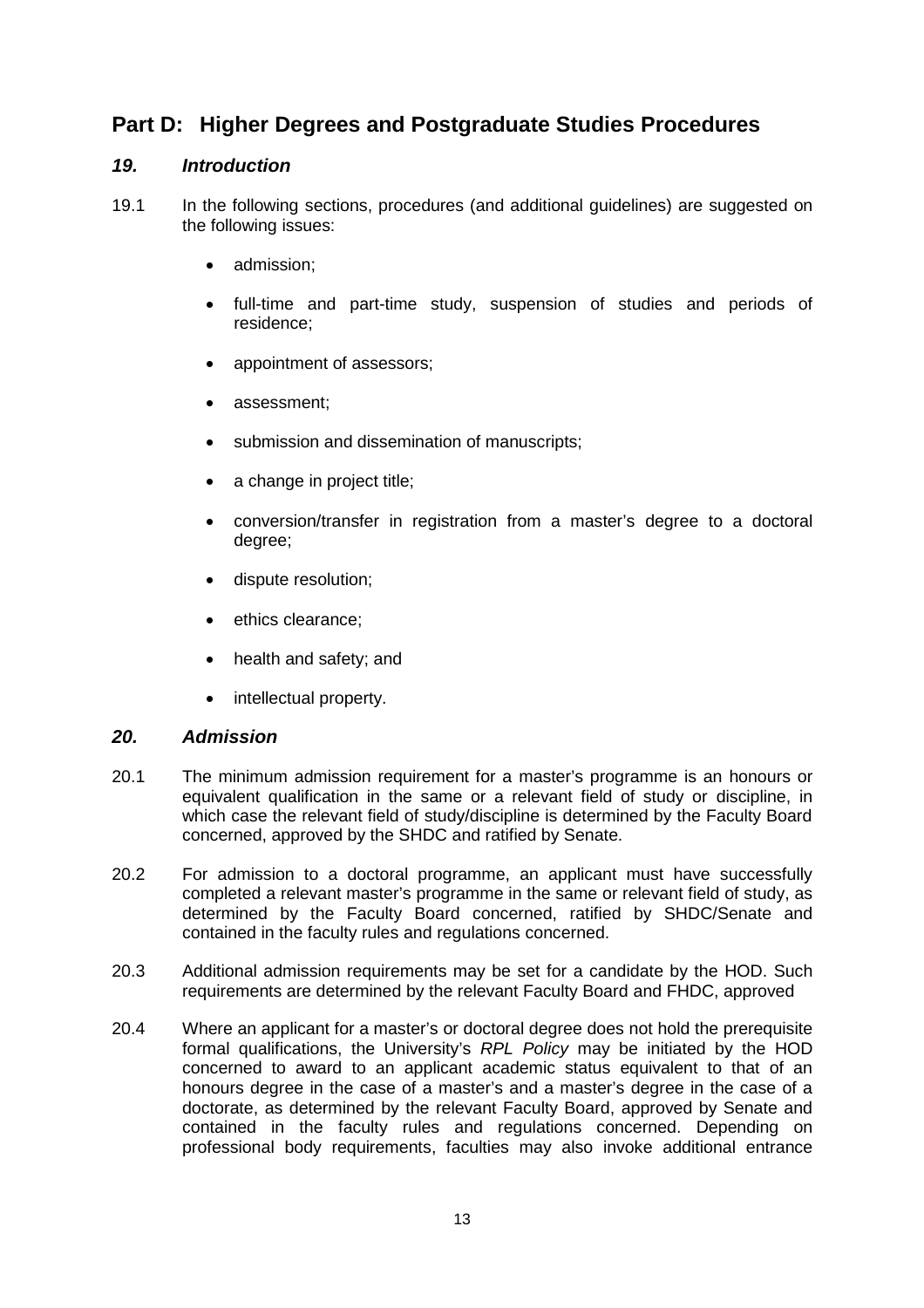## Part D: Higher Degrees and Postgraduate Studies Procedures

### *19. Introduction*

19.1 In the following sections, procedures (and additional guidelines) are suggested on the following issues:

- admission;
- full-time and part-time study, suspension of studies and periods of residence;
- appointment of assessors;
- assessment;
- submission and dissemination of manuscripts;
- a change in project title;
- conversion/transfer in registration from a master's degree to a doctoral degree;
- dispute resolution;
- ethics clearance;
- health and safety; and
- intellectual property.

### *20. Admission*

20.1 The minimum admission requirement for a master's programme is an honours or equivalent qualification in the same or a relevant field of study or discipline, in which case the relevant field of study/discipline is determined by the Faculty Board concerned, approved by the SHDC and ratified by Senate.

20.2 For admission to a doctoral programme, an applicant must have successfully completed a relevant master's programme in the same or relevant field of study, as determined by the Faculty Board concerned, ratified by SHDC/Senate and contained in the faculty rules and regulations concerned.

20.3 Additional admission requirements may be set for a candidate by the HOD. Such requirements are determined by the relevant Faculty Board and FHDC, approved

20.4 Where an applicant for a master's or doctoral degree does not hold the prerequisite formal qualifications, the University's *RPL Policy* may be initiated by the HOD concerned to award to an applicant academic status equivalent to that of an honours degree in the case of a master's and a master's degree in the case of a doctorate, as determined by the relevant Faculty Board, approved by Senate and contained in the faculty rules and regulations concerned. Depending on professional body requirements, faculties may also invoke additional entrance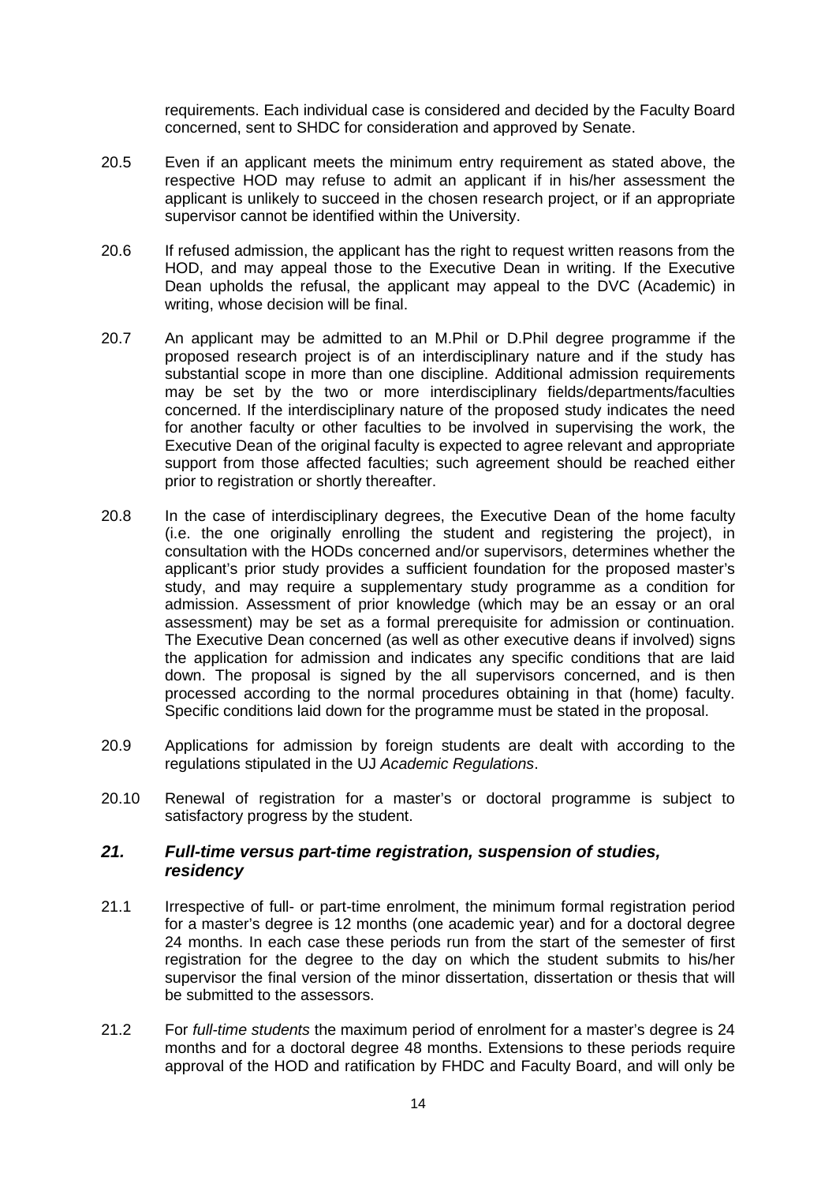requirements. Each individual case is considered and decided by the Faculty Board concerned, sent to SHDC for consideration and approved by Senate.

20.5 Even if an applicant meets the minimum entry requirement as stated above, the respective HOD may refuse to admit an applicant if in his/her assessment the applicant is unlikely to succeed in the chosen research project, or if an appropriate supervisor cannot be identified within the University.

20.6 If refused admission, the applicant has the right to request written reasons from the HOD, and may appeal those to the Executive Dean in writing. If the Executive Dean upholds the refusal, the applicant may appeal to the DVC (Academic) in writing, whose decision will be final.

20.7 An applicant may be admitted to an M.Phil or D.Phil degree programme if the proposed research project is of an interdisciplinary nature and if the study has substantial scope in more than one discipline. Additional admission requirements may be set by the two or more interdisciplinary fields/departments/faculties concerned. If the interdisciplinary nature of the proposed study indicates the need for another faculty or other faculties to be involved in supervising the work, the Executive Dean of the original faculty is expected to agree relevant and appropriate support from those affected faculties; such agreement should be reached either prior to registration or shortly thereafter.

20.8 In the case of interdisciplinary degrees, the Executive Dean of the home faculty (i.e. the one originally enrolling the student and registering the project), in consultation with the HODs concerned and/or supervisors, determines whether the applicant's prior study provides a sufficient foundation for the proposed master's study, and may require a supplementary study programme as a condition for admission. Assessment of prior knowledge (which may be an essay or an oral assessment) may be set as a formal prerequisite for admission or continuation. The Executive Dean concerned (as well as other executive deans if involved) signs the application for admission and indicates any specific conditions that are laid down. The proposal is signed by the all supervisors concerned, and is then processed according to the normal procedures obtaining in that (home) faculty. Specific conditions laid down for the programme must be stated in the proposal.

20.9 Applications for admission by foreign students are dealt with according to the regulations stipulated in the UJ *Academic Regulations*.

20.10 Renewal of registration for a master's or doctoral programme is subject to satisfactory progress by the student.

### *21. Full-time versus part-time registration, suspension of studies, residency*

21.1 Irrespective of full- or part-time enrolment, the minimum formal registration period for a master's degree is 12 months (one academic year) and for a doctoral degree 24 months. In each case these periods run from the start of the semester of first registration for the degree to the day on which the student submits to his/her supervisor the final version of the minor dissertation, dissertation or thesis that will be submitted to the assessors.

21.2 For *full-time students* the maximum period of enrolment for a master's degree is 24 months and for a doctoral degree 48 months. Extensions to these periods require approval of the HOD and ratification by FHDC and Faculty Board, and will only be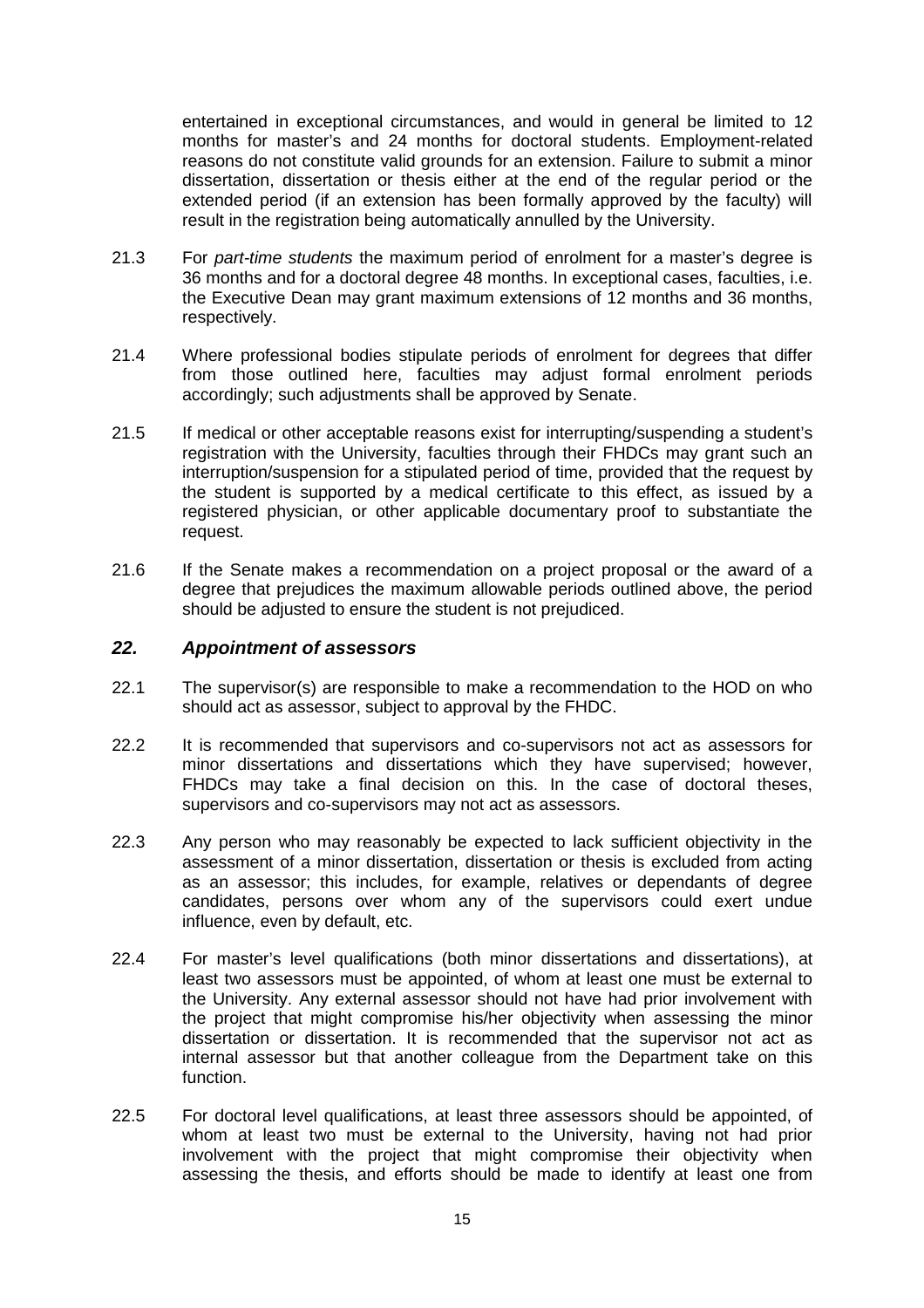entertained in exceptional circumstances, and would in general be limited to 12 months for master's and 24 months for doctoral students. Employment-related reasons do not constitute valid grounds for an extension. Failure to submit a minor dissertation, dissertation or thesis either at the end of the regular period or the extended period (if an extension has been formally approved by the faculty) will result in the registration being automatically annulled by the University.

21.3 For *part-time students* the maximum period of enrolment for a master's degree is 36 months and for a doctoral degree 48 months. In exceptional cases, faculties, i.e. the Executive Dean may grant maximum extensions of 12 months and 36 months, respectively.

21.4 Where professional bodies stipulate periods of enrolment for degrees that differ from those outlined here, faculties may adjust formal enrolment periods accordingly; such adjustments shall be approved by Senate.

21.5 If medical or other acceptable reasons exist for interrupting/suspending a student's registration with the University, faculties through their FHDCs may grant such an interruption/suspension for a stipulated period of time, provided that the request by the student is supported by a medical certificate to this effect, as issued by a registered physician, or other applicable documentary proof to substantiate the request.

21.6 If the Senate makes a recommendation on a project proposal or the award of a degree that prejudices the maximum allowable periods outlined above, the period should be adjusted to ensure the student is not prejudiced.

## *22. Appointment of assessors*

22.1 The supervisor(s) are responsible to make a recommendation to the HOD on who should act as assessor, subject to approval by the FHDC.

22.2 It is recommended that supervisors and co-supervisors not act as assessors for minor dissertations and dissertations which they have supervised; however, FHDCs may take a final decision on this. In the case of doctoral theses, supervisors and co-supervisors may not act as assessors.

22.3 Any person who may reasonably be expected to lack sufficient objectivity in the assessment of a minor dissertation, dissertation or thesis is excluded from acting as an assessor; this includes, for example, relatives or dependants of degree candidates, persons over whom any of the supervisors could exert undue influence, even by default, etc.

22.4 For master's level qualifications (both minor dissertations and dissertations), at least two assessors must be appointed, of whom at least one must be external to the University. Any external assessor should not have had prior involvement with the project that might compromise his/her objectivity when assessing the minor dissertation or dissertation. It is recommended that the supervisor not act as internal assessor but that another colleague from the Department take on this function.

22.5 For doctoral level qualifications, at least three assessors should be appointed, of whom at least two must be external to the University, having not had prior involvement with the project that might compromise their objectivity when assessing the thesis, and efforts should be made to identify at least one from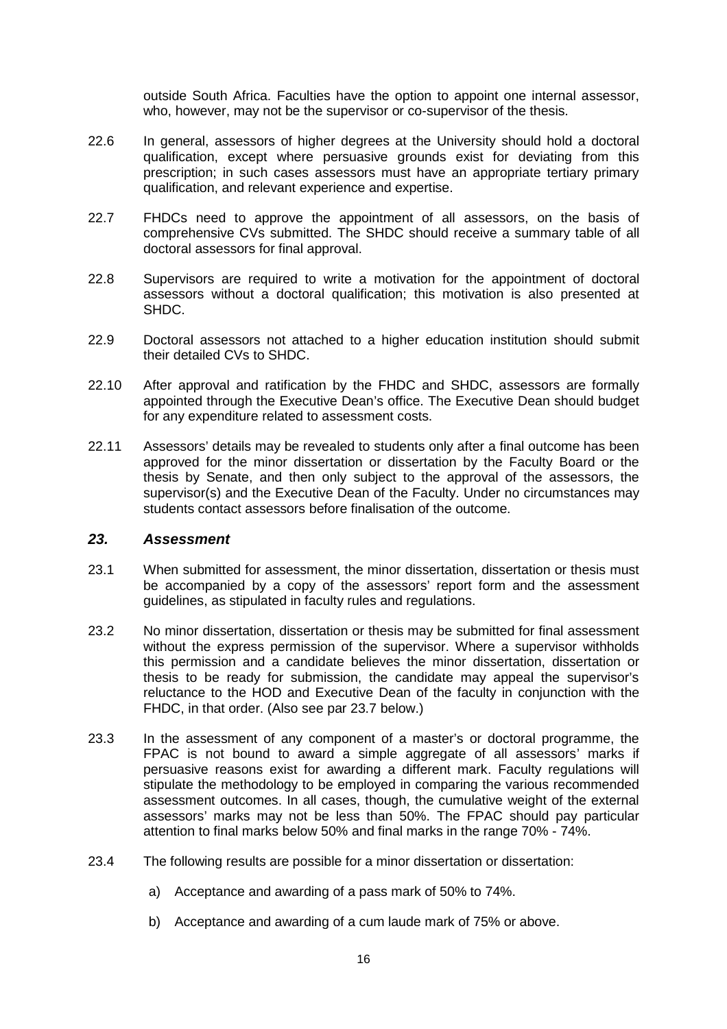outside South Africa. Faculties have the option to appoint one internal assessor, who, however, may not be the supervisor or co-supervisor of the thesis.

22.6 In general, assessors of higher degrees at the University should hold a doctoral qualification, except where persuasive grounds exist for deviating from this prescription; in such cases assessors must have an appropriate tertiary primary qualification, and relevant experience and expertise.

22.7 FHDCs need to approve the appointment of all assessors, on the basis of comprehensive CVs submitted. The SHDC should receive a summary table of all doctoral assessors for final approval.

22.8 Supervisors are required to write a motivation for the appointment of doctoral assessors without a doctoral qualification; this motivation is also presented at SHDC.

22.9 Doctoral assessors not attached to a higher education institution should submit their detailed CVs to SHDC.

22.10 After approval and ratification by the FHDC and SHDC, assessors are formally appointed through the Executive Dean's office. The Executive Dean should budget for any expenditure related to assessment costs.

22.11 Assessors' details may be revealed to students only after a final outcome has been approved for the minor dissertation or dissertation by the Faculty Board or the thesis by Senate, and then only subject to the approval of the assessors, the supervisor(s) and the Executive Dean of the Faculty. Under no circumstances may students contact assessors before finalisation of the outcome.

## *23. Assessment*

23.1 When submitted for assessment, the minor dissertation, dissertation or thesis must be accompanied by a copy of the assessors' report form and the assessment guidelines, as stipulated in faculty rules and regulations.

23.2 No minor dissertation, dissertation or thesis may be submitted for final assessment without the express permission of the supervisor. Where a supervisor withholds this permission and a candidate believes the minor dissertation, dissertation or thesis to be ready for submission, the candidate may appeal the supervisor's reluctance to the HOD and Executive Dean of the faculty in conjunction with the FHDC, in that order. (Also see par 23.7 below.)

23.3 In the assessment of any component of a master's or doctoral programme, the FPAC is not bound to award a simple aggregate of all assessors' marks if persuasive reasons exist for awarding a different mark. Faculty regulations will stipulate the methodology to be employed in comparing the various recommended assessment outcomes. In all cases, though, the cumulative weight of the external assessors' marks may not be less than 50%. The FPAC should pay particular attention to final marks below 50% and final marks in the range 70% - 74%.

23.4 The following results are possible for a minor dissertation or dissertation:

a) Acceptance and awarding of a pass mark of 50% to 74%.

b) Acceptance and awarding of a cum laude mark of 75% or above.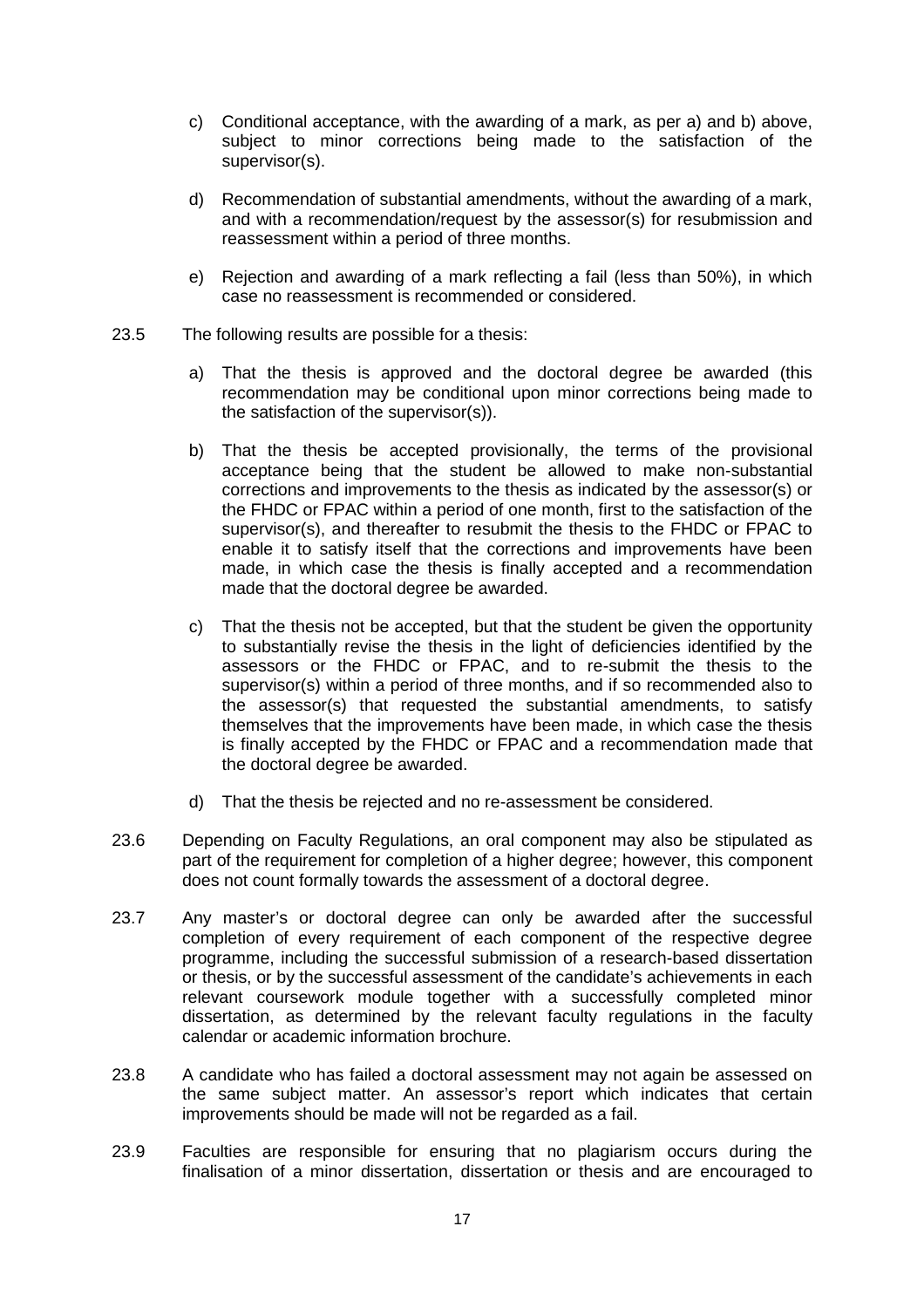c) Conditional acceptance, with the awarding of a mark, as per a) and b) above, subject to minor corrections being made to the satisfaction of the supervisor(s).

d) Recommendation of substantial amendments, without the awarding of a mark, and with a recommendation/request by the assessor(s) for resubmission and reassessment within a period of three months.

e) Rejection and awarding of a mark reflecting a fail (less than 50%), in which case no reassessment is recommended or considered.

23.5 The following results are possible for a thesis:

a) That the thesis is approved and the doctoral degree be awarded (this recommendation may be conditional upon minor corrections being made to the satisfaction of the supervisor(s)).

b) That the thesis be accepted provisionally, the terms of the provisional acceptance being that the student be allowed to make non-substantial corrections and improvements to the thesis as indicated by the assessor(s) or the FHDC or FPAC within a period of one month, first to the satisfaction of the supervisor(s), and thereafter to resubmit the thesis to the FHDC or FPAC to enable it to satisfy itself that the corrections and improvements have been made, in which case the thesis is finally accepted and a recommendation made that the doctoral degree be awarded.

c) That the thesis not be accepted, but that the student be given the opportunity to substantially revise the thesis in the light of deficiencies identified by the assessors or the FHDC or FPAC, and to re-submit the thesis to the supervisor(s) within a period of three months, and if so recommended also to the assessor(s) that requested the substantial amendments, to satisfy themselves that the improvements have been made, in which case the thesis is finally accepted by the FHDC or FPAC and a recommendation made that the doctoral degree be awarded.

d) That the thesis be rejected and no re-assessment be considered.

23.6 Depending on Faculty Regulations, an oral component may also be stipulated as part of the requirement for completion of a higher degree; however, this component does not count formally towards the assessment of a doctoral degree.

23.7 Any master's or doctoral degree can only be awarded after the successful completion of every requirement of each component of the respective degree programme, including the successful submission of a research-based dissertation or thesis, or by the successful assessment of the candidate's achievements in each relevant coursework module together with a successfully completed minor dissertation, as determined by the relevant faculty regulations in the faculty calendar or academic information brochure.

23.8 A candidate who has failed a doctoral assessment may not again be assessed on the same subject matter. An assessor's report which indicates that certain improvements should be made will not be regarded as a fail.

23.9 Faculties are responsible for ensuring that no plagiarism occurs during the finalisation of a minor dissertation, dissertation or thesis and are encouraged to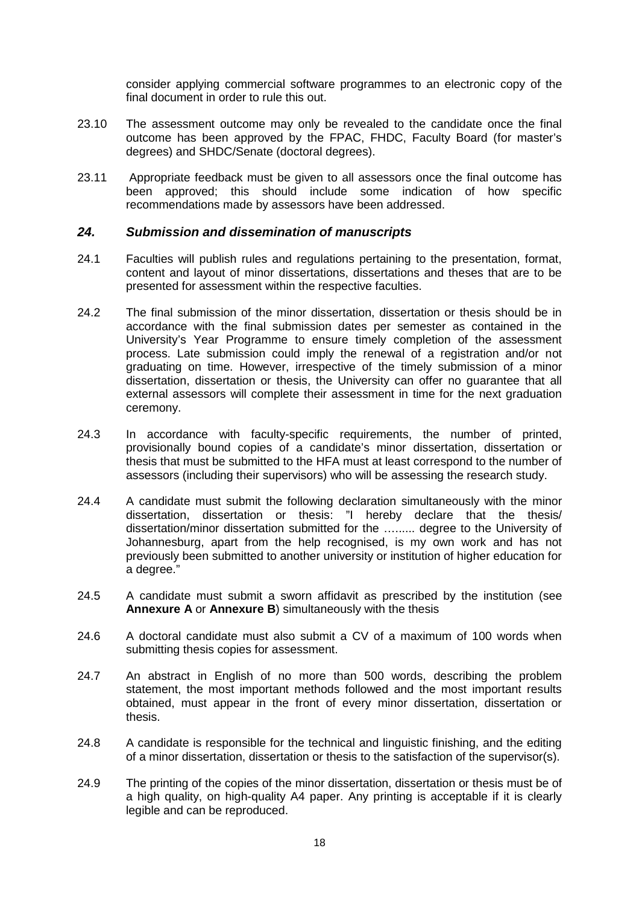consider applying commercial software programmes to an electronic copy of the final document in order to rule this out.

23.10 The assessment outcome may only be revealed to the candidate once the final outcome has been approved by the FPAC, FHDC, Faculty Board (for master's degrees) and SHDC/Senate (doctoral degrees).

23.11 Appropriate feedback must be given to all assessors once the final outcome has been approved; this should include some indication of how specific recommendations made by assessors have been addressed.

### *24. Submission and dissemination of manuscripts*

24.1 Faculties will publish rules and regulations pertaining to the presentation, format, content and layout of minor dissertations, dissertations and theses that are to be presented for assessment within the respective faculties.

24.2 The final submission of the minor dissertation, dissertation or thesis should be in accordance with the final submission dates per semester as contained in the University's Year Programme to ensure timely completion of the assessment process. Late submission could imply the renewal of a registration and/or not graduating on time. However, irrespective of the timely submission of a minor dissertation, dissertation or thesis, the University can offer no guarantee that all external assessors will complete their assessment in time for the next graduation ceremony.

24.3 In accordance with faculty-specific requirements, the number of printed, provisionally bound copies of a candidate's minor dissertation, dissertation or thesis that must be submitted to the HFA must at least correspond to the number of assessors (including their supervisors) who will be assessing the research study.

24.4 A candidate must submit the following declaration simultaneously with the minor dissertation, dissertation or thesis: "I hereby declare that the thesis/ dissertation/minor dissertation submitted for the ……... degree to the University of Johannesburg, apart from the help recognised, is my own work and has not previously been submitted to another university or institution of higher education for a degree."

24.5 A candidate must submit a sworn affidavit as prescribed by the institution (see **Annexure A** or **Annexure B**) simultaneously with the thesis

24.6 A doctoral candidate must also submit a CV of a maximum of 100 words when submitting thesis copies for assessment.

24.7 An abstract in English of no more than 500 words, describing the problem statement, the most important methods followed and the most important results obtained, must appear in the front of every minor dissertation, dissertation or thesis.

24.8 A candidate is responsible for the technical and linguistic finishing, and the editing of a minor dissertation, dissertation or thesis to the satisfaction of the supervisor(s).

24.9 The printing of the copies of the minor dissertation, dissertation or thesis must be of a high quality, on high-quality A4 paper. Any printing is acceptable if it is clearly legible and can be reproduced.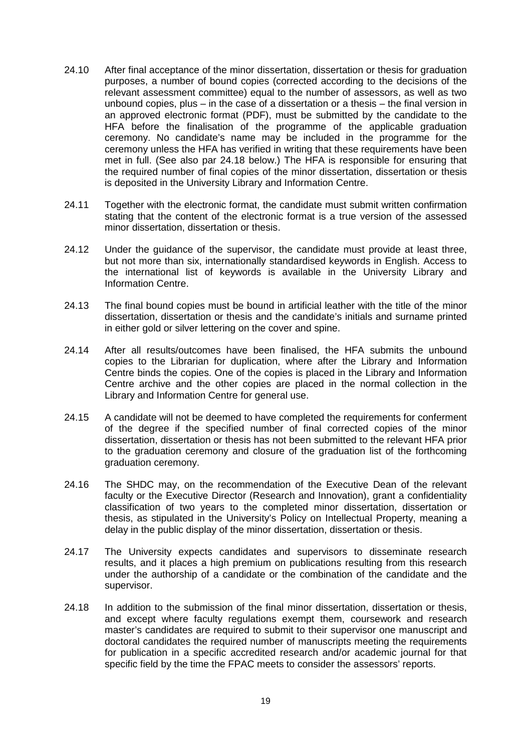24.10 After final acceptance of the minor dissertation, dissertation or thesis for graduation purposes, a number of bound copies (corrected according to the decisions of the relevant assessment committee) equal to the number of assessors, as well as two unbound copies, plus – in the case of a dissertation or a thesis – the final version in an approved electronic format (PDF), must be submitted by the candidate to the HFA before the finalisation of the programme of the applicable graduation ceremony. No candidate's name may be included in the programme for the ceremony unless the HFA has verified in writing that these requirements have been met in full. (See also par 24.18 below.) The HFA is responsible for ensuring that the required number of final copies of the minor dissertation, dissertation or thesis is deposited in the University Library and Information Centre.

24.11 Together with the electronic format, the candidate must submit written confirmation stating that the content of the electronic format is a true version of the assessed minor dissertation, dissertation or thesis.

24.12 Under the guidance of the supervisor, the candidate must provide at least three, but not more than six, internationally standardised keywords in English. Access to the international list of keywords is available in the University Library and Information Centre.

24.13 The final bound copies must be bound in artificial leather with the title of the minor dissertation, dissertation or thesis and the candidate's initials and surname printed in either gold or silver lettering on the cover and spine.

24.14 After all results/outcomes have been finalised, the HFA submits the unbound copies to the Librarian for duplication, where after the Library and Information Centre binds the copies. One of the copies is placed in the Library and Information Centre archive and the other copies are placed in the normal collection in the Library and Information Centre for general use.

24.15 A candidate will not be deemed to have completed the requirements for conferment of the degree if the specified number of final corrected copies of the minor dissertation, dissertation or thesis has not been submitted to the relevant HFA prior to the graduation ceremony and closure of the graduation list of the forthcoming graduation ceremony.

24.16 The SHDC may, on the recommendation of the Executive Dean of the relevant faculty or the Executive Director (Research and Innovation), grant a confidentiality classification of two years to the completed minor dissertation, dissertation or thesis, as stipulated in the University's Policy on Intellectual Property, meaning a delay in the public display of the minor dissertation, dissertation or thesis.

24.17 The University expects candidates and supervisors to disseminate research results, and it places a high premium on publications resulting from this research under the authorship of a candidate or the combination of the candidate and the supervisor.

24.18 In addition to the submission of the final minor dissertation, dissertation or thesis, and except where faculty regulations exempt them, coursework and research master's candidates are required to submit to their supervisor one manuscript and doctoral candidates the required number of manuscripts meeting the requirements for publication in a specific accredited research and/or academic journal for that specific field by the time the FPAC meets to consider the assessors' reports.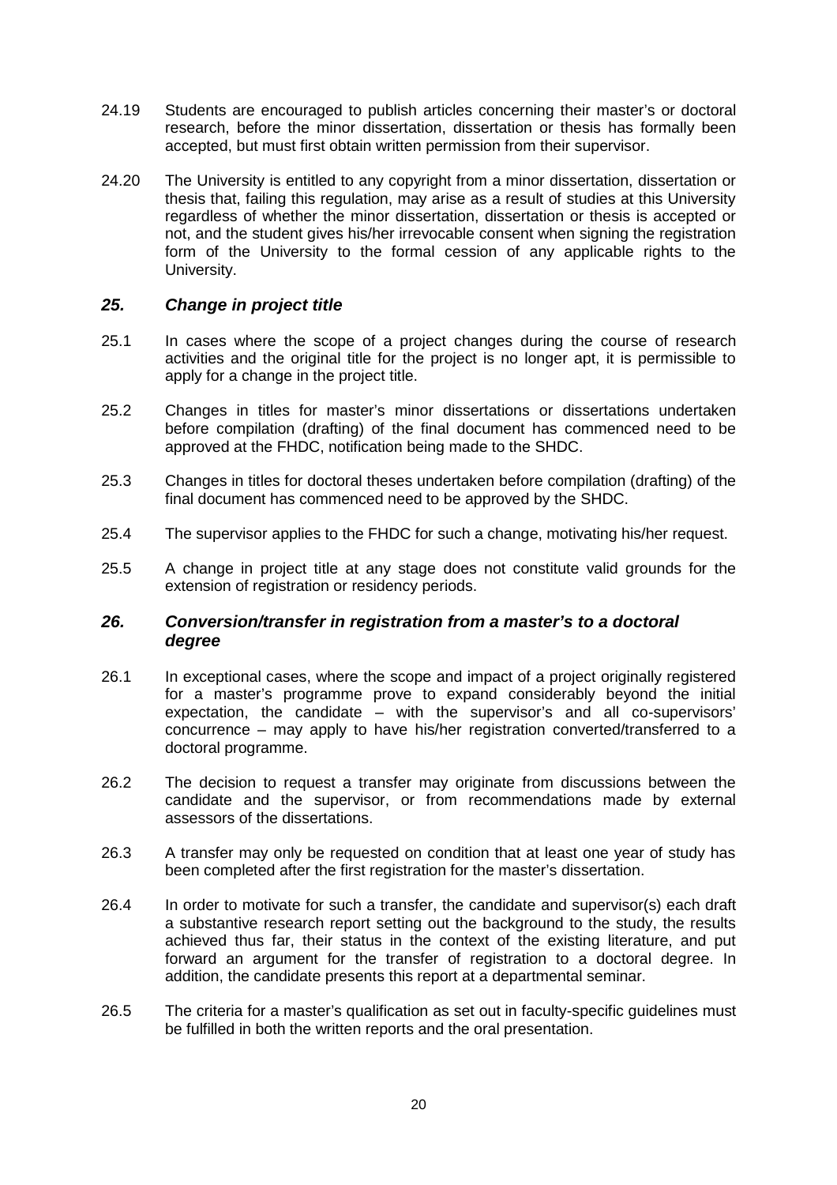24.19 Students are encouraged to publish articles concerning their master's or doctoral research, before the minor dissertation, dissertation or thesis has formally been accepted, but must first obtain written permission from their supervisor.

24.20 The University is entitled to any copyright from a minor dissertation, dissertation or thesis that, failing this regulation, may arise as a result of studies at this University regardless of whether the minor dissertation, dissertation or thesis is accepted or not, and the student gives his/her irrevocable consent when signing the registration form of the University to the formal cession of any applicable rights to the University.

### *25. Change in project title*

25.1 In cases where the scope of a project changes during the course of research activities and the original title for the project is no longer apt, it is permissible to apply for a change in the project title.

25.2 Changes in titles for master's minor dissertations or dissertations undertaken before compilation (drafting) of the final document has commenced need to be approved at the FHDC, notification being made to the SHDC.

25.3 Changes in titles for doctoral theses undertaken before compilation (drafting) of the final document has commenced need to be approved by the SHDC.

25.4 The supervisor applies to the FHDC for such a change, motivating his/her request.

25.5 A change in project title at any stage does not constitute valid grounds for the extension of registration or residency periods.

### *26. Conversion/transfer in registration from a master's to a doctoral degree*

26.1 In exceptional cases, where the scope and impact of a project originally registered for a master's programme prove to expand considerably beyond the initial expectation, the candidate – with the supervisor's and all co-supervisors' concurrence – may apply to have his/her registration converted/transferred to a doctoral programme.

26.2 The decision to request a transfer may originate from discussions between the candidate and the supervisor, or from recommendations made by external assessors of the dissertations.

26.3 A transfer may only be requested on condition that at least one year of study has been completed after the first registration for the master's dissertation.

26.4 In order to motivate for such a transfer, the candidate and supervisor(s) each draft a substantive research report setting out the background to the study, the results achieved thus far, their status in the context of the existing literature, and put forward an argument for the transfer of registration to a doctoral degree. In addition, the candidate presents this report at a departmental seminar.

26.5 The criteria for a master's qualification as set out in faculty-specific guidelines must be fulfilled in both the written reports and the oral presentation.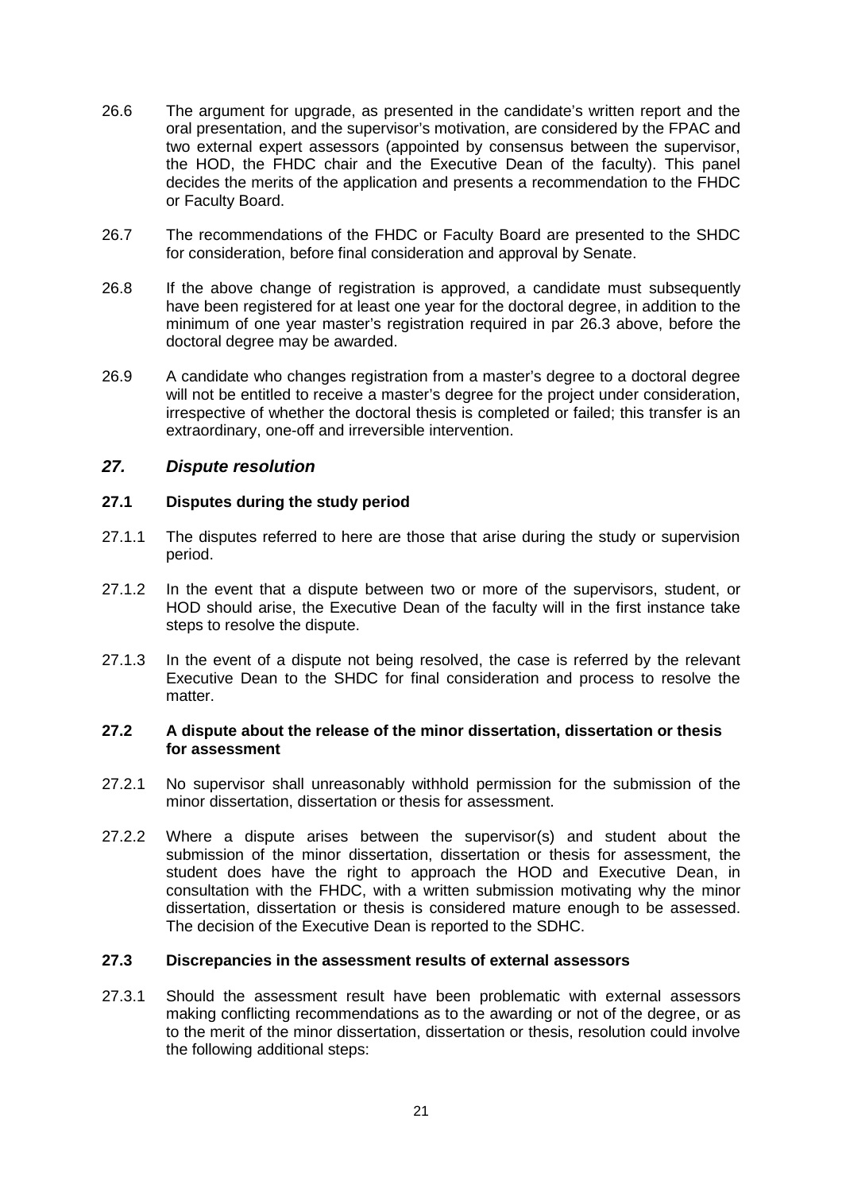26.6 The argument for upgrade, as presented in the candidate's written report and the oral presentation, and the supervisor's motivation, are considered by the FPAC and two external expert assessors (appointed by consensus between the supervisor, the HOD, the FHDC chair and the Executive Dean of the faculty). This panel decides the merits of the application and presents a recommendation to the FHDC or Faculty Board.

26.7 The recommendations of the FHDC or Faculty Board are presented to the SHDC for consideration, before final consideration and approval by Senate.

26.8 If the above change of registration is approved, a candidate must subsequently have been registered for at least one year for the doctoral degree, in addition to the minimum of one year master's registration required in par 26.3 above, before the doctoral degree may be awarded.

26.9 A candidate who changes registration from a master's degree to a doctoral degree will not be entitled to receive a master's degree for the project under consideration, irrespective of whether the doctoral thesis is completed or failed; this transfer is an extraordinary, one-off and irreversible intervention.

## *27. Dispute resolution*

### 27.1 Disputes during the study period

27.1.1 The disputes referred to here are those that arise during the study or supervision period.

27.1.2 In the event that a dispute between two or more of the supervisors, student, or HOD should arise, the Executive Dean of the faculty will in the first instance take steps to resolve the dispute.

27.1.3 In the event of a dispute not being resolved, the case is referred by the relevant Executive Dean to the SHDC for final consideration and process to resolve the matter.

### 27.2 A dispute about the release of the minor dissertation, dissertation or thesis for assessment

27.2.1 No supervisor shall unreasonably withhold permission for the submission of the minor dissertation, dissertation or thesis for assessment.

27.2.2 Where a dispute arises between the supervisor(s) and student about the submission of the minor dissertation, dissertation or thesis for assessment, the student does have the right to approach the HOD and Executive Dean, in consultation with the FHDC, with a written submission motivating why the minor dissertation, dissertation or thesis is considered mature enough to be assessed. The decision of the Executive Dean is reported to the SDHC.

### 27.3 Discrepancies in the assessment results of external assessors

27.3.1 Should the assessment result have been problematic with external assessors making conflicting recommendations as to the awarding or not of the degree, or as to the merit of the minor dissertation, dissertation or thesis, resolution could involve the following additional steps: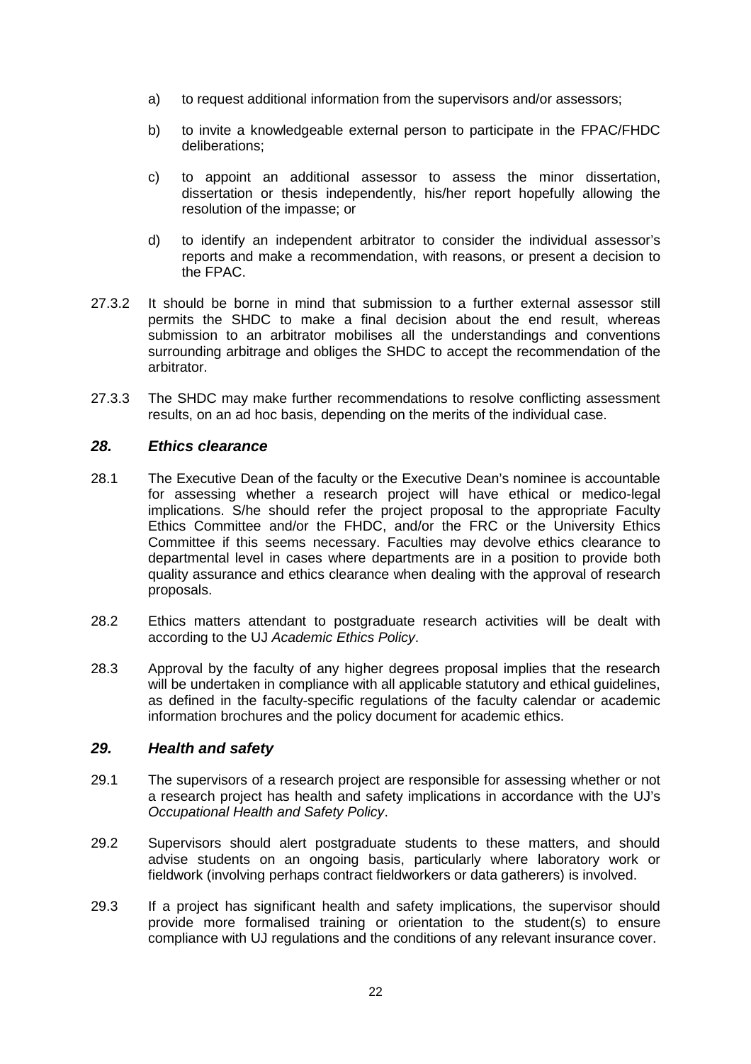a) to request additional information from the supervisors and/or assessors;

b) to invite a knowledgeable external person to participate in the FPAC/FHDC deliberations;

c) to appoint an additional assessor to assess the minor dissertation, dissertation or thesis independently, his/her report hopefully allowing the resolution of the impasse; or

d) to identify an independent arbitrator to consider the individual assessor's reports and make a recommendation, with reasons, or present a decision to the FPAC.

27.3.2 It should be borne in mind that submission to a further external assessor still permits the SHDC to make a final decision about the end result, whereas submission to an arbitrator mobilises all the understandings and conventions surrounding arbitrage and obliges the SHDC to accept the recommendation of the arbitrator.

27.3.3 The SHDC may make further recommendations to resolve conflicting assessment results, on an ad hoc basis, depending on the merits of the individual case.

## *28. Ethics clearance*

28.1 The Executive Dean of the faculty or the Executive Dean's nominee is accountable for assessing whether a research project will have ethical or medico-legal implications. S/he should refer the project proposal to the appropriate Faculty Ethics Committee and/or the FHDC, and/or the FRC or the University Ethics Committee if this seems necessary. Faculties may devolve ethics clearance to departmental level in cases where departments are in a position to provide both quality assurance and ethics clearance when dealing with the approval of research proposals.

28.2 Ethics matters attendant to postgraduate research activities will be dealt with according to the UJ *Academic Ethics Policy*.

28.3 Approval by the faculty of any higher degrees proposal implies that the research will be undertaken in compliance with all applicable statutory and ethical guidelines, as defined in the faculty-specific regulations of the faculty calendar or academic information brochures and the policy document for academic ethics.

## *29. Health and safety*

29.1 The supervisors of a research project are responsible for assessing whether or not a research project has health and safety implications in accordance with the UJ's *Occupational Health and Safety Policy*.

29.2 Supervisors should alert postgraduate students to these matters, and should advise students on an ongoing basis, particularly where laboratory work or fieldwork (involving perhaps contract fieldworkers or data gatherers) is involved.

29.3 If a project has significant health and safety implications, the supervisor should provide more formalised training or orientation to the student(s) to ensure compliance with UJ regulations and the conditions of any relevant insurance cover.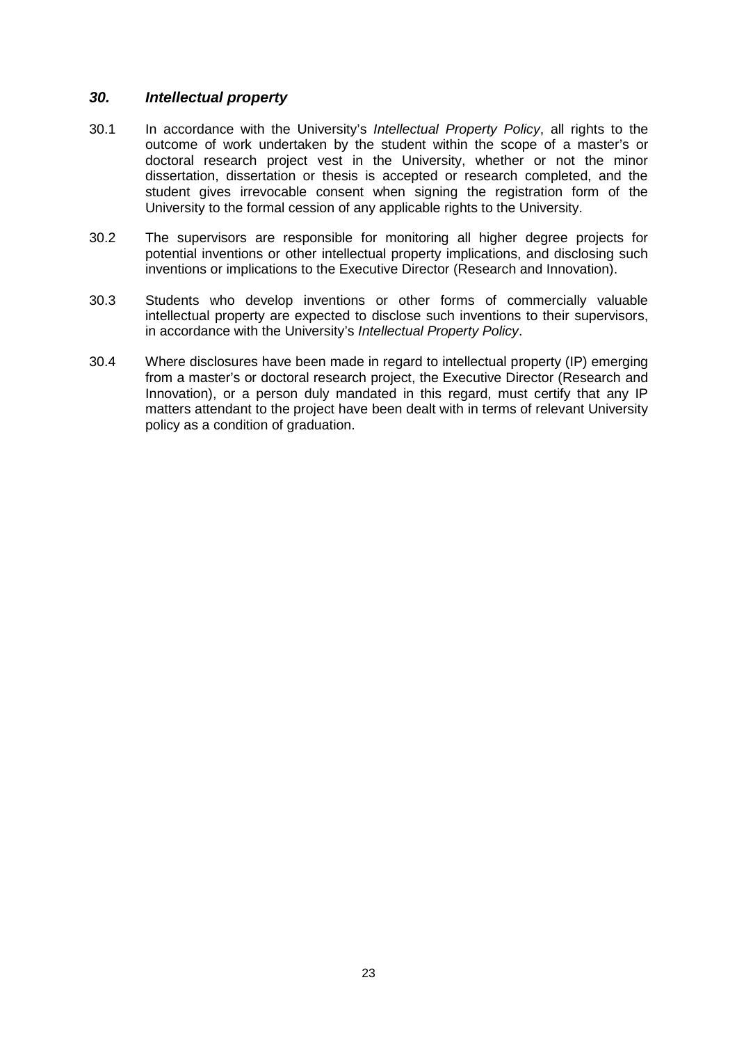## *30. Intellectual property*

30.1 In accordance with the University's *Intellectual Property Policy*, all rights to the outcome of work undertaken by the student within the scope of a master's or doctoral research project vest in the University, whether or not the minor dissertation, dissertation or thesis is accepted or research completed, and the student gives irrevocable consent when signing the registration form of the University to the formal cession of any applicable rights to the University.

30.2 The supervisors are responsible for monitoring all higher degree projects for potential inventions or other intellectual property implications, and disclosing such inventions or implications to the Executive Director (Research and Innovation).

30.3 Students who develop inventions or other forms of commercially valuable intellectual property are expected to disclose such inventions to their supervisors, in accordance with the University's *Intellectual Property Policy*.

30.4 Where disclosures have been made in regard to intellectual property (IP) emerging from a master's or doctoral research project, the Executive Director (Research and Innovation), or a person duly mandated in this regard, must certify that any IP matters attendant to the project have been dealt with in terms of relevant University policy as a condition of graduation.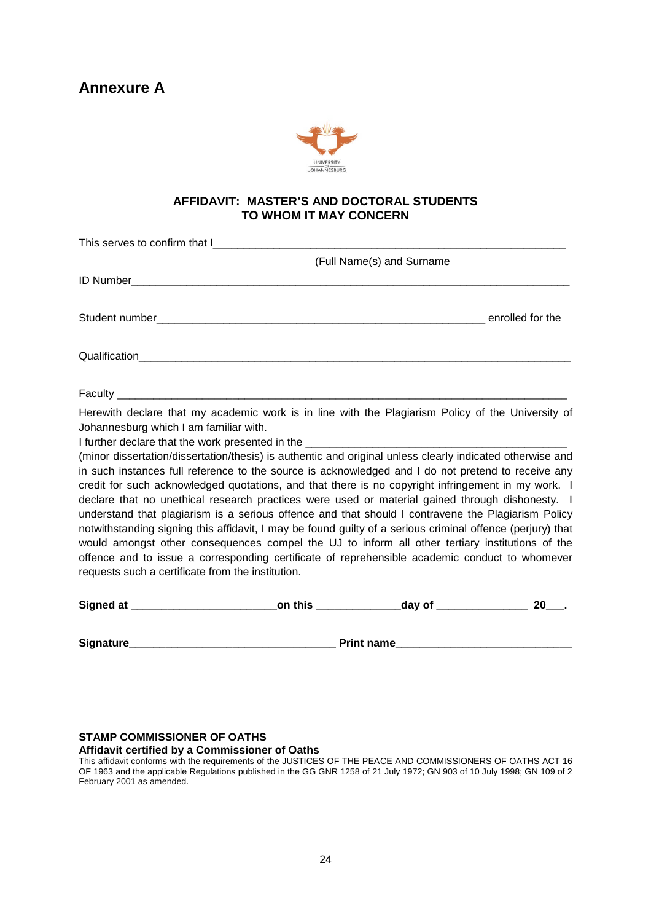# Annexure A

UNIVERSITY OF JOHANNESBURG

**AFFIDAVIT: MASTER'S AND DOCTORAL STUDENTS**
**TO WHOM IT MAY CONCERN**

This serves to confirm that I_______________________________________________________________

(Full Name(s) and Surname

ID Number_______________________________________________________________________________

Student number____________________________________________________________ enrolled for the

Qualification______________________________________________________________________________

Faculty ___________________________________________________________________________________

Herewith declare that my academic work is in line with the Plagiarism Policy of the University of Johannesburg which I am familiar with.

I further declare that the work presented in the ______________________________________________ (minor dissertation/dissertation/thesis) is authentic and original unless clearly indicated otherwise and in such instances full reference to the source is acknowledged and I do not pretend to receive any credit for such acknowledged quotations, and that there is no copyright infringement in my work. I declare that no unethical research practices were used or material gained through dishonesty. I understand that plagiarism is a serious offence and that should I contravene the Plagiarism Policy notwithstanding signing this affidavit, I may be found guilty of a serious criminal offence (perjury) that would amongst other consequences compel the UJ to inform all other tertiary institutions of the offence and to issue a corresponding certificate of reprehensible academic conduct to whomever requests such a certificate from the institution.

**Signed at _________________________on this ______________day of ________________ 20___.**

**Signature___________________________________ Print name______________________________**

**STAMP COMMISSIONER OF OATHS**
**Affidavit certified by a Commissioner of Oaths**

This affidavit conforms with the requirements of the JUSTICES OF THE PEACE AND COMMISSIONERS OF OATHS ACT 16 OF 1963 and the applicable Regulations published in the GG GNR 1258 of 21 July 1972; GN 903 of 10 July 1998; GN 109 of 2 February 2001 as amended.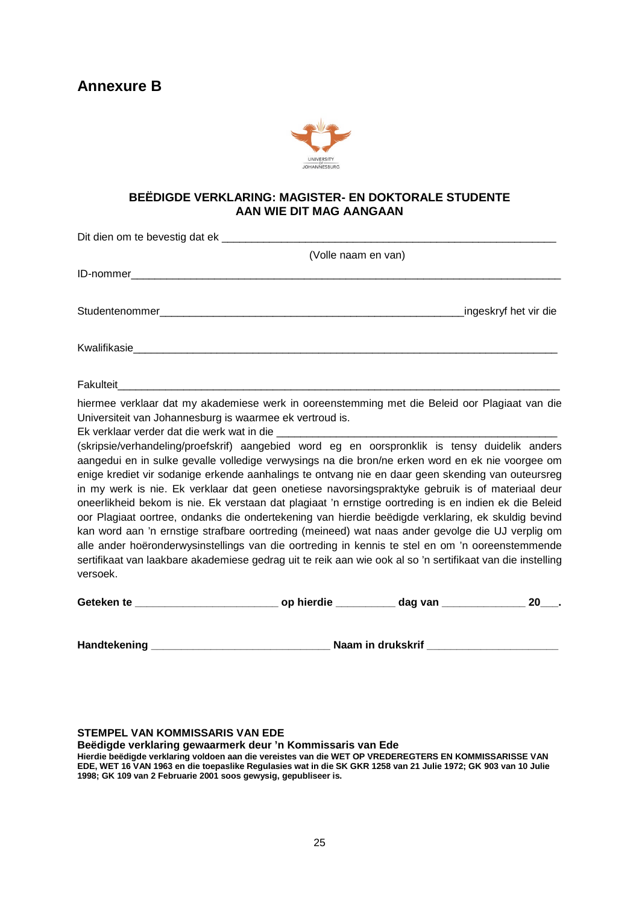## Annexure B

UNIVERSITY OF JOHANNESBURG

**BEËDIGDE VERKLARING: MAGISTER- EN DOKTORALE STUDENTE**
**AAN WIE DIT MAG AANGAAN**

Dit dien om te bevestig dat ek ___________________________________________________________

(Volle naam en van)

ID-nommer_____________________________________________________________________________

Studentenommer_____________________________________________________ingeskryf het vir die

Kwalifikasie____________________________________________________________________________

Fakulteit_______________________________________________________________________________

hiermee verklaar dat my akademiese werk in ooreenstemming met die Beleid oor Plagiaat van die Universiteit van Johannesburg is waarmee ek vertroud is.

Ek verklaar verder dat die werk wat in die ________________________________________________

(skripsie/verhandeling/proefskrif) aangebied word eg en oorspronklik is tensy duidelik anders aangedui en in sulke gevalle volledige verwysings na die bron/ne erken word en ek nie voorgee om enige krediet vir sodanige erkende aanhalings te ontvang nie en daar geen skending van outeursreg in my werk is nie. Ek verklaar dat geen onetiese navorsingspraktyke gebruik is of materiaal deur oneerlikheid bekom is nie. Ek verstaan dat plagiaat 'n ernstige oortreding is en indien ek die Beleid oor Plagiaat oortree, ondanks die ondertekening van hierdie beëdigde verklaring, ek skuldig bevind kan word aan 'n ernstige strafbare oortreding (meineed) wat naas ander gevolge die UJ verplig om alle ander hoëronderwysinstellings van die oortreding in kennis te stel en om 'n ooreenstemmende sertifikaat van laakbare akademiese gedrag uit te reik aan wie ook al so 'n sertifikaat van die instelling versoek.

**Geteken te ________________________ op hierdie __________ dag van ______________ 20___.**

**Handtekening ______________________________ Naam in drukskrif ______________________**

**STEMPEL VAN KOMMISSARIS VAN EDE**

**Beëdigde verklaring gewaarmerk deur 'n Kommissaris van Ede**

**Hierdie beëdigde verklaring voldoen aan die vereistes van die WET OP VREDEREGTERS EN KOMMISSARISSE VAN EDE, WET 16 VAN 1963 en die toepaslike Regulasies wat in die SK GKR 1258 van 21 Julie 1972; GK 903 van 10 Julie 1998; GK 109 van 2 Februarie 2001 soos gewysig, gepubliseer is.**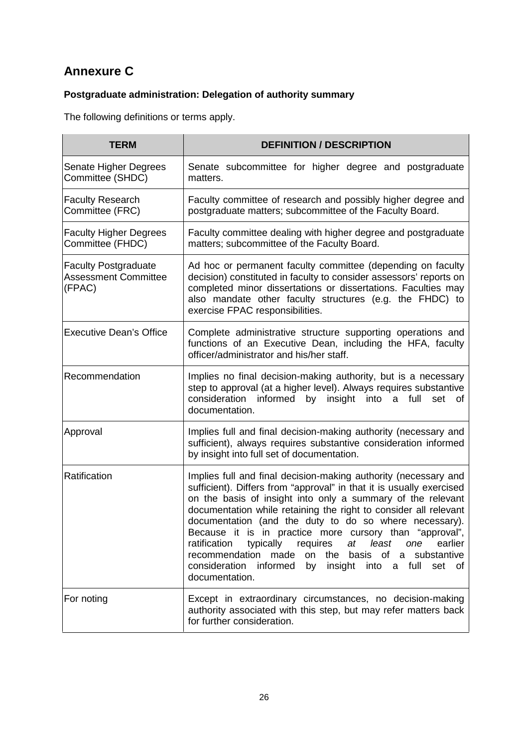## Annexure C

**Postgraduate administration: Delegation of authority summary**

The following definitions or terms apply.

| TERM | DEFINITION / DESCRIPTION |
|---|---|
| Senate Higher Degrees Committee (SHDC) | Senate subcommittee for higher degree and postgraduate matters. |
| Faculty Research Committee (FRC) | Faculty committee of research and possibly higher degree and postgraduate matters; subcommittee of the Faculty Board. |
| Faculty Higher Degrees Committee (FHDC) | Faculty committee dealing with higher degree and postgraduate matters; subcommittee of the Faculty Board. |
| Faculty Postgraduate Assessment Committee (FPAC) | Ad hoc or permanent faculty committee (depending on faculty decision) constituted in faculty to consider assessors' reports on completed minor dissertations or dissertations. Faculties may also mandate other faculty structures (e.g. the FHDC) to exercise FPAC responsibilities. |
| Executive Dean's Office | Complete administrative structure supporting operations and functions of an Executive Dean, including the HFA, faculty officer/administrator and his/her staff. |
| Recommendation | Implies no final decision-making authority, but is a necessary step to approval (at a higher level). Always requires substantive consideration informed by insight into a full set of documentation. |
| Approval | Implies full and final decision-making authority (necessary and sufficient), always requires substantive consideration informed by insight into full set of documentation. |
| Ratification | Implies full and final decision-making authority (necessary and sufficient). Differs from "approval" in that it is usually exercised on the basis of insight into only a summary of the relevant documentation while retaining the right to consider all relevant documentation (and the duty to do so where necessary). Because it is in practice more cursory than "approval", ratification typically requires *at least one* earlier recommendation made on the basis of a substantive consideration informed by insight into a full set of documentation. |
| For noting | Except in extraordinary circumstances, no decision-making authority associated with this step, but may refer matters back for further consideration. |